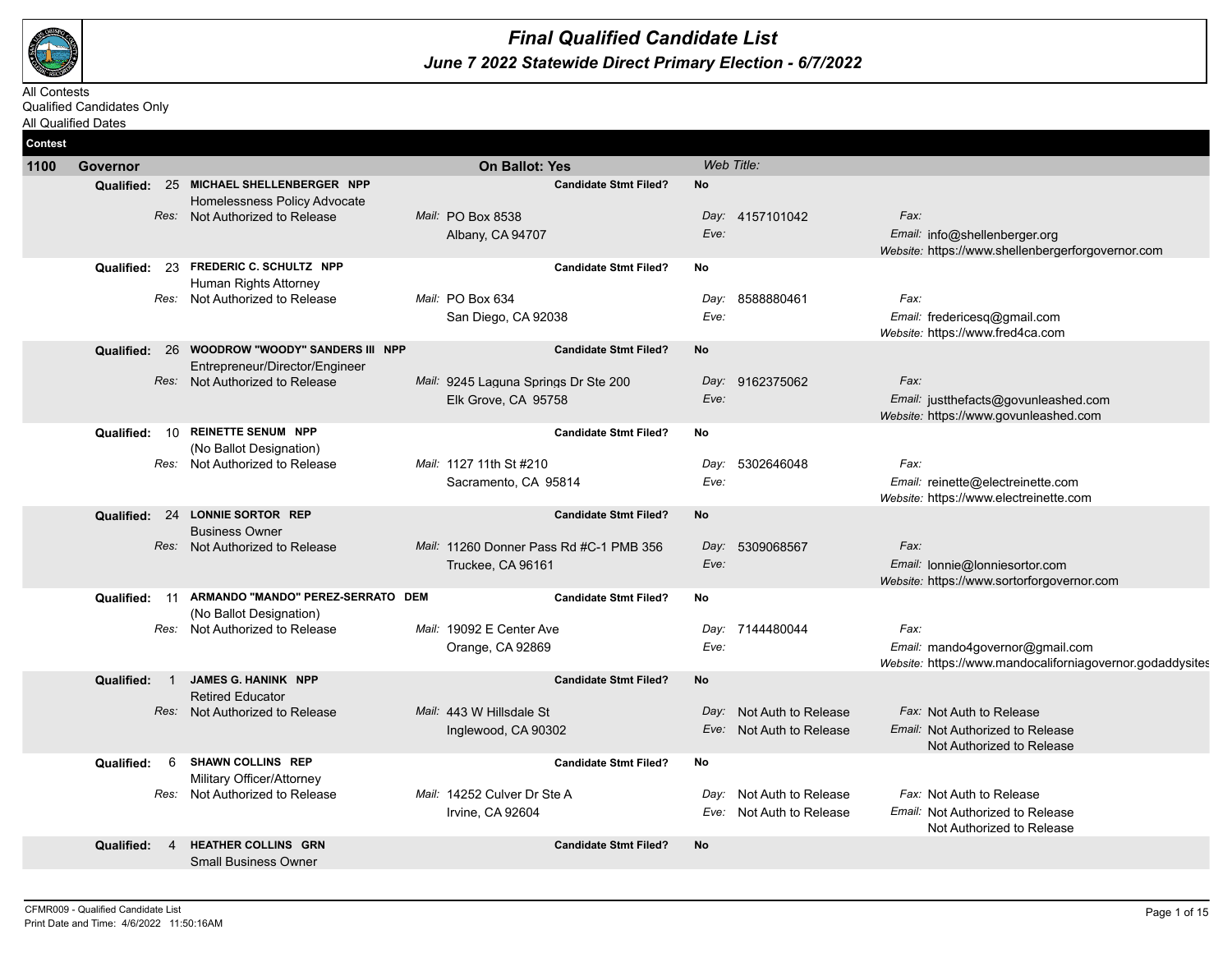# Final Qualified Candidate List

## June 7 2022 Statewide Direct Primary Election - 6/7/2022

All Contests
Qualified Candidates Only
All Qualified Dates

**Contest**

**1100 Governor** — **On Ballot: Yes** — *Web Title:*

| Qualified | Candidate / Designation | Res | Mail | Candidate Stmt Filed? | Day | Eve | Fax | Email | Website |
|---|---|---|---|---|---|---|---|---|---|
| 25 | **MICHAEL SHELLENBERGER NPP** Homelessness Policy Advocate | Not Authorized to Release | PO Box 8538 Albany, CA 94707 | No | 4157101042 | | | info@shellenberger.org | https://www.shellenbergerforgovernor.com |
| 23 | **FREDERIC C. SCHULTZ NPP** Human Rights Attorney | Not Authorized to Release | PO Box 634 San Diego, CA 92038 | No | 8588880461 | | | fredericesq@gmail.com | https://www.fred4ca.com |
| 26 | **WOODROW "WOODY" SANDERS III NPP** Entrepreneur/Director/Engineer | Not Authorized to Release | 9245 Laguna Springs Dr Ste 200 Elk Grove, CA 95758 | No | 9162375062 | | | justthefacts@govunleashed.com | https://www.govunleashed.com |
| 10 | **REINETTE SENUM NPP** (No Ballot Designation) | Not Authorized to Release | 1127 11th St #210 Sacramento, CA 95814 | No | 5302646048 | | | reinette@electreinette.com | https://www.electreinette.com |
| 24 | **LONNIE SORTOR REP** Business Owner | Not Authorized to Release | 11260 Donner Pass Rd #C-1 PMB 356 Truckee, CA 96161 | No | 5309068567 | | | lonnie@lonniesortor.com | https://www.sortorforgovernor.com |
| 11 | **ARMANDO "MANDO" PEREZ-SERRATO DEM** (No Ballot Designation) | Not Authorized to Release | 19092 E Center Ave Orange, CA 92869 | No | 7144480044 | | | mando4governor@gmail.com | https://www.mandocaliforniagovernor.godaddysites |
| 1 | **JAMES G. HANINK NPP** Retired Educator | Not Authorized to Release | 443 W Hillsdale St Inglewood, CA 90302 | No | Not Auth to Release | Not Auth to Release | Not Auth to Release | Not Authorized to Release | Not Authorized to Release |
| 6 | **SHAWN COLLINS REP** Military Officer/Attorney | Not Authorized to Release | 14252 Culver Dr Ste A Irvine, CA 92604 | No | Not Auth to Release | Not Auth to Release | Not Auth to Release | Not Authorized to Release | Not Authorized to Release |
| 4 | **HEATHER COLLINS GRN** Small Business Owner | | | No | | | | | |

CFMR009 - Qualified Candidate List
Print Date and Time: 4/6/2022 11:50:16AM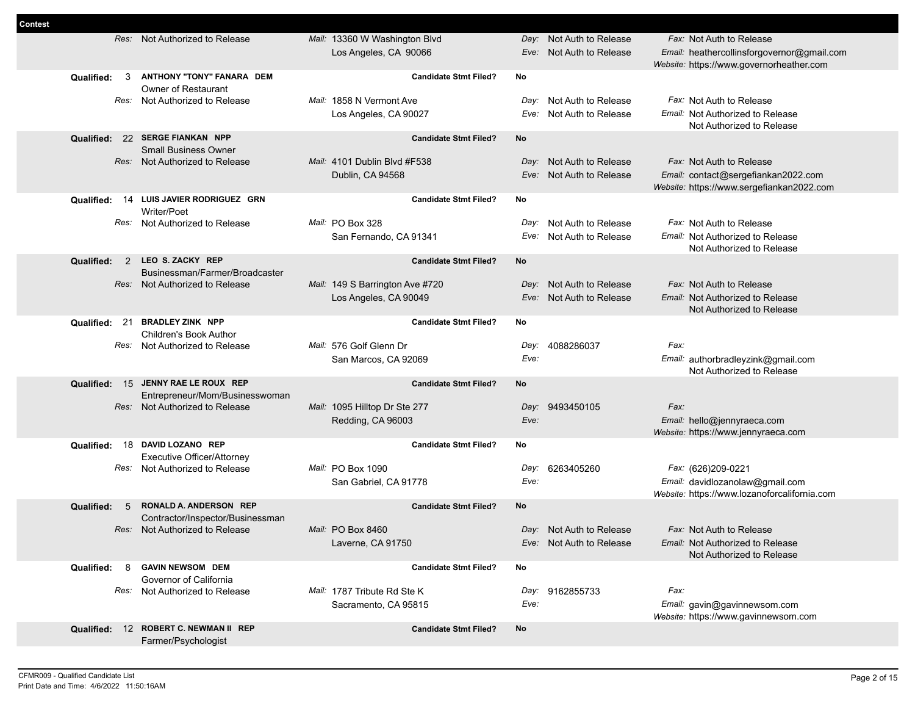**Contest**

Res: Not Authorized to Release | Mail: 13360 W Washington Blvd, Los Angeles, CA 90066 | Day: Not Auth to Release | Eve: Not Auth to Release | Fax: Not Auth to Release | Email: heathercollinsforgovernor@gmail.com | Website: https://www.governorheather.com

---

**Qualified: 3 ANTHONY "TONY" FANARA DEM** — Candidate Stmt Filed? **No**
Owner of Restaurant
- Res: Not Authorized to Release
- Mail: 1858 N Vermont Ave, Los Angeles, CA 90027
- Day: Not Auth to Release
- Eve: Not Auth to Release
- Fax: Not Auth to Release
- Email: Not Authorized to Release
- Not Authorized to Release

**Qualified: 22 SERGE FIANKAN NPP** — Candidate Stmt Filed? **No**
Small Business Owner
- Res: Not Authorized to Release
- Mail: 4101 Dublin Blvd #F538, Dublin, CA 94568
- Day: Not Auth to Release
- Eve: Not Auth to Release
- Fax: Not Auth to Release
- Email: contact@sergefiankan2022.com
- Website: https://www.sergefiankan2022.com

**Qualified: 14 LUIS JAVIER RODRIGUEZ GRN** — Candidate Stmt Filed? **No**
Writer/Poet
- Res: Not Authorized to Release
- Mail: PO Box 328, San Fernando, CA 91341
- Day: Not Auth to Release
- Eve: Not Auth to Release
- Fax: Not Auth to Release
- Email: Not Authorized to Release
- Not Authorized to Release

**Qualified: 2 LEO S. ZACKY REP** — Candidate Stmt Filed? **No**
Businessman/Farmer/Broadcaster
- Res: Not Authorized to Release
- Mail: 149 S Barrington Ave #720, Los Angeles, CA 90049
- Day: Not Auth to Release
- Eve: Not Auth to Release
- Fax: Not Auth to Release
- Email: Not Authorized to Release
- Not Authorized to Release

**Qualified: 21 BRADLEY ZINK NPP** — Candidate Stmt Filed? **No**
Children's Book Author
- Res: Not Authorized to Release
- Mail: 576 Golf Glenn Dr, San Marcos, CA 92069
- Day: 4088286037
- Eve:
- Fax:
- Email: authorbradleyzink@gmail.com
- Not Authorized to Release

**Qualified: 15 JENNY RAE LE ROUX REP** — Candidate Stmt Filed? **No**
Entrepreneur/Mom/Businesswoman
- Res: Not Authorized to Release
- Mail: 1095 Hilltop Dr Ste 277, Redding, CA 96003
- Day: 9493450105
- Eve:
- Fax:
- Email: hello@jennyraeca.com
- Website: https://www.jennyraeca.com

**Qualified: 18 DAVID LOZANO REP** — Candidate Stmt Filed? **No**
Executive Officer/Attorney
- Res: Not Authorized to Release
- Mail: PO Box 1090, San Gabriel, CA 91778
- Day: 6263405260
- Eve:
- Fax: (626)209-0221
- Email: davidlozanolaw@gmail.com
- Website: https://www.lozanoforcalifornia.com

**Qualified: 5 RONALD A. ANDERSON REP** — Candidate Stmt Filed? **No**
Contractor/Inspector/Businessman
- Res: Not Authorized to Release
- Mail: PO Box 8460, Laverne, CA 91750
- Day: Not Auth to Release
- Eve: Not Auth to Release
- Fax: Not Auth to Release
- Email: Not Authorized to Release
- Not Authorized to Release

**Qualified: 8 GAVIN NEWSOM DEM** — Candidate Stmt Filed? **No**
Governor of California
- Res: Not Authorized to Release
- Mail: 1787 Tribute Rd Ste K, Sacramento, CA 95815
- Day: 9162855733
- Eve:
- Fax:
- Email: gavin@gavinnewsom.com
- Website: https://www.gavinnewsom.com

**Qualified: 12 ROBERT C. NEWMAN II REP** — Candidate Stmt Filed? **No**
Farmer/Psychologist

CFMR009 - Qualified Candidate List
Print Date and Time: 4/6/2022 11:50:16AM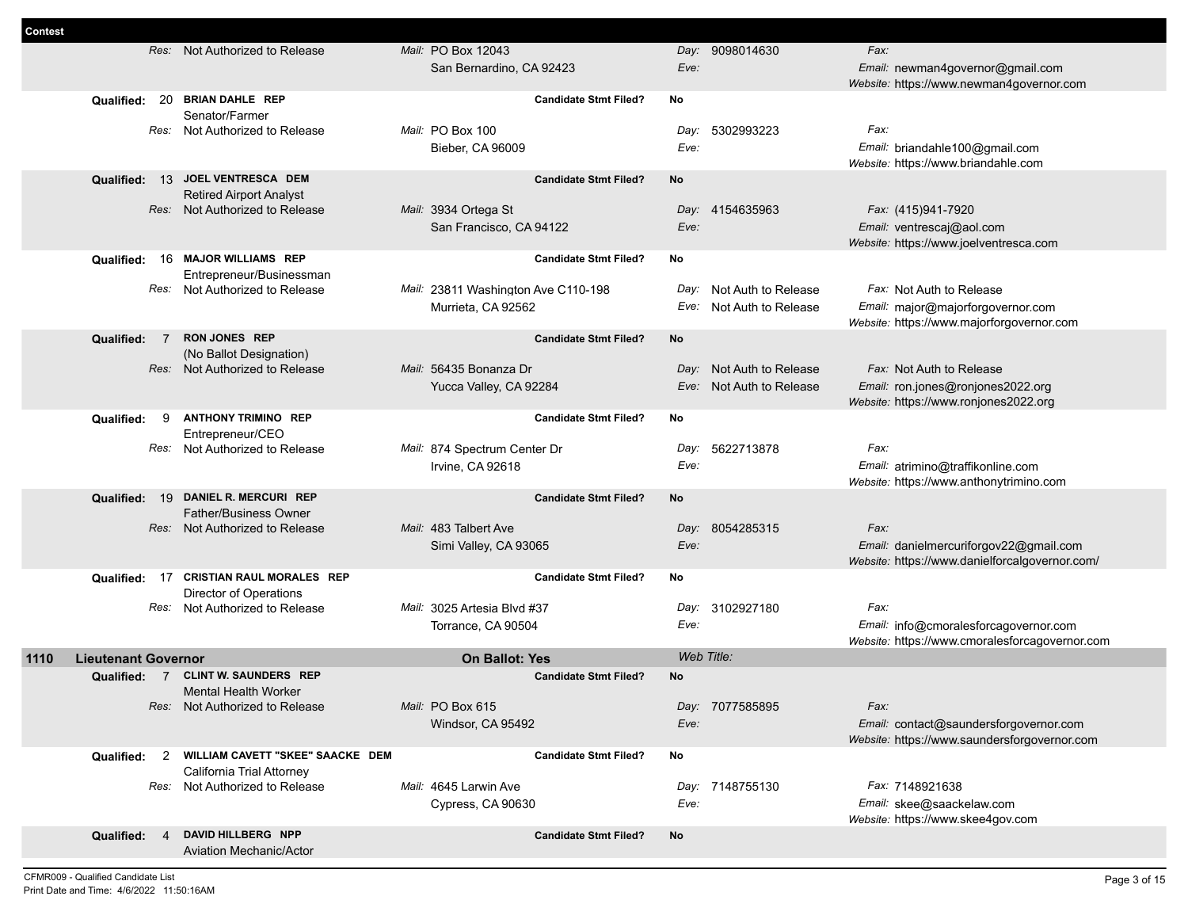**Contest**

| | | | | |
|---|---|---|---|---|
| *Res:* Not Authorized to Release | *Mail:* PO Box 12043<br>San Bernardino, CA 92423 | *Day:* 9098014630<br>*Eve:* | *Fax:*<br>*Email:* newman4governor@gmail.com<br>*Website:* https://www.newman4governor.com |
| **Qualified:** 20 | **BRIAN DAHLE REP**<br>Senator/Farmer | **Candidate Stmt Filed?** | **No** | |
| *Res:* Not Authorized to Release | *Mail:* PO Box 100<br>Bieber, CA 96009 | *Day:* 5302993223<br>*Eve:* | *Fax:*<br>*Email:* briandahle100@gmail.com<br>*Website:* https://www.briandahle.com |
| **Qualified:** 13 | **JOEL VENTRESCA DEM**<br>Retired Airport Analyst | **Candidate Stmt Filed?** | **No** | |
| *Res:* Not Authorized to Release | *Mail:* 3934 Ortega St<br>San Francisco, CA 94122 | *Day:* 4154635963<br>*Eve:* | *Fax:* (415)941-7920<br>*Email:* ventrescaj@aol.com<br>*Website:* https://www.joelventresca.com |
| **Qualified:** 16 | **MAJOR WILLIAMS REP**<br>Entrepreneur/Businessman | **Candidate Stmt Filed?** | **No** | |
| *Res:* Not Authorized to Release | *Mail:* 23811 Washington Ave C110-198<br>Murrieta, CA 92562 | *Day:* Not Auth to Release<br>*Eve:* Not Auth to Release | *Fax:* Not Auth to Release<br>*Email:* major@majorforgovernor.com<br>*Website:* https://www.majorforgovernor.com |
| **Qualified:** 7 | **RON JONES REP**<br>(No Ballot Designation) | **Candidate Stmt Filed?** | **No** | |
| *Res:* Not Authorized to Release | *Mail:* 56435 Bonanza Dr<br>Yucca Valley, CA 92284 | *Day:* Not Auth to Release<br>*Eve:* Not Auth to Release | *Fax:* Not Auth to Release<br>*Email:* ron.jones@ronjones2022.org<br>*Website:* https://www.ronjones2022.org |
| **Qualified:** 9 | **ANTHONY TRIMINO REP**<br>Entrepreneur/CEO | **Candidate Stmt Filed?** | **No** | |
| *Res:* Not Authorized to Release | *Mail:* 874 Spectrum Center Dr<br>Irvine, CA 92618 | *Day:* 5622713878<br>*Eve:* | *Fax:*<br>*Email:* atrimino@traffikonline.com<br>*Website:* https://www.anthonytrimino.com |
| **Qualified:** 19 | **DANIEL R. MERCURI REP**<br>Father/Business Owner | **Candidate Stmt Filed?** | **No** | |
| *Res:* Not Authorized to Release | *Mail:* 483 Talbert Ave<br>Simi Valley, CA 93065 | *Day:* 8054285315<br>*Eve:* | *Fax:*<br>*Email:* danielmercuriforgov22@gmail.com<br>*Website:* https://www.danielforcalgovernor.com/ |
| **Qualified:** 17 | **CRISTIAN RAUL MORALES REP**<br>Director of Operations | **Candidate Stmt Filed?** | **No** | |
| *Res:* Not Authorized to Release | *Mail:* 3025 Artesia Blvd #37<br>Torrance, CA 90504 | *Day:* 3102927180<br>*Eve:* | *Fax:*<br>*Email:* info@cmoralesforcagovernor.com<br>*Website:* https://www.cmoralesforcagovernor.com |

## 1110 Lieutenant Governor — On Ballot: Yes — *Web Title:*

| | | | | |
|---|---|---|---|---|
| **Qualified:** 7 | **CLINT W. SAUNDERS REP**<br>Mental Health Worker | **Candidate Stmt Filed?** | **No** | |
| *Res:* Not Authorized to Release | *Mail:* PO Box 615<br>Windsor, CA 95492 | *Day:* 7077585895<br>*Eve:* | *Fax:*<br>*Email:* contact@saundersforgovernor.com<br>*Website:* https://www.saundersforgovernor.com |
| **Qualified:** 2 | **WILLIAM CAVETT "SKEE" SAACKE DEM**<br>California Trial Attorney | **Candidate Stmt Filed?** | **No** | |
| *Res:* Not Authorized to Release | *Mail:* 4645 Larwin Ave<br>Cypress, CA 90630 | *Day:* 7148755130<br>*Eve:* | *Fax:* 7148921638<br>*Email:* skee@saackelaw.com<br>*Website:* https://www.skee4gov.com |
| **Qualified:** 4 | **DAVID HILLBERG NPP**<br>Aviation Mechanic/Actor | **Candidate Stmt Filed?** | **No** | |

CFMR009 - Qualified Candidate List
Print Date and Time: 4/6/2022 11:50:16AM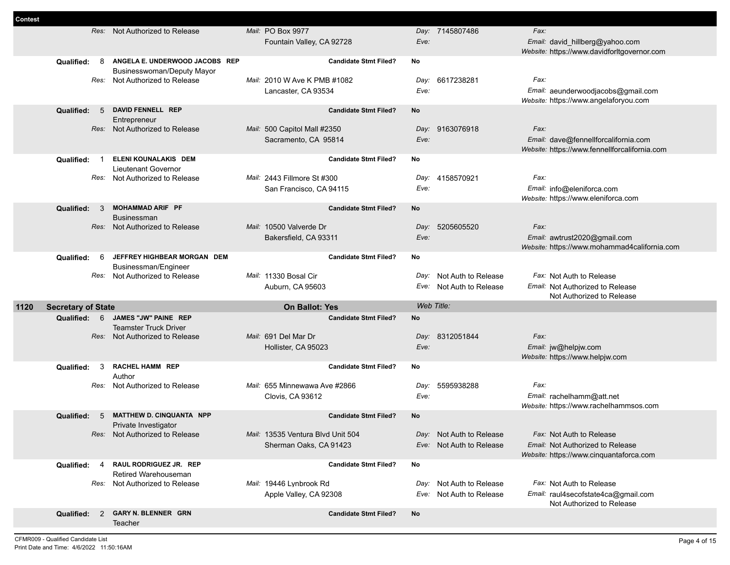**Contest**

| | | | | |
|---|---|---|---|---|
| *Res:* Not Authorized to Release | *Mail:* PO Box 9977<br>Fountain Valley, CA 92728 | *Day:* 7145807486<br>*Eve:* | *Fax:*<br>*Email:* david_hillberg@yahoo.com<br>*Website:* https://www.davidforltgovernor.com | |
| **Qualified:** 8 **ANGELA E. UNDERWOOD JACOBS REP**<br>Businesswoman/Deputy Mayor | **Candidate Stmt Filed?** | **No** | | |
| *Res:* Not Authorized to Release | *Mail:* 2010 W Ave K PMB #1082<br>Lancaster, CA 93534 | *Day:* 6617238281<br>*Eve:* | *Fax:*<br>*Email:* aeunderwoodjacobs@gmail.com<br>*Website:* https://www.angelaforyou.com | |
| **Qualified:** 5 **DAVID FENNELL REP**<br>Entrepreneur | **Candidate Stmt Filed?** | **No** | | |
| *Res:* Not Authorized to Release | *Mail:* 500 Capitol Mall #2350<br>Sacramento, CA 95814 | *Day:* 9163076918<br>*Eve:* | *Fax:*<br>*Email:* dave@fennellforcalifornia.com<br>*Website:* https://www.fennellforcalifornia.com | |
| **Qualified:** 1 **ELENI KOUNALAKIS DEM**<br>Lieutenant Governor | **Candidate Stmt Filed?** | **No** | | |
| *Res:* Not Authorized to Release | *Mail:* 2443 Fillmore St #300<br>San Francisco, CA 94115 | *Day:* 4158570921<br>*Eve:* | *Fax:*<br>*Email:* info@eleniforca.com<br>*Website:* https://www.eleniforca.com | |
| **Qualified:** 3 **MOHAMMAD ARIF PF**<br>Businessman | **Candidate Stmt Filed?** | **No** | | |
| *Res:* Not Authorized to Release | *Mail:* 10500 Valverde Dr<br>Bakersfield, CA 93311 | *Day:* 5205605520<br>*Eve:* | *Fax:*<br>*Email:* awtrust2020@gmail.com<br>*Website:* https://www.mohammad4california.com | |
| **Qualified:** 6 **JEFFREY HIGHBEAR MORGAN DEM**<br>Businessman/Engineer | **Candidate Stmt Filed?** | **No** | | |
| *Res:* Not Authorized to Release | *Mail:* 11330 Bosal Cir<br>Auburn, CA 95603 | *Day:* Not Auth to Release<br>*Eve:* Not Auth to Release | *Fax:* Not Auth to Release<br>*Email:* Not Authorized to Release<br>Not Authorized to Release | |

## 1120 Secretary of State — On Ballot: Yes — *Web Title:*

| | | | |
|---|---|---|---|
| **Qualified:** 6 **JAMES "JW" PAINE REP**<br>Teamster Truck Driver | **Candidate Stmt Filed?** | **No** | |
| *Res:* Not Authorized to Release | *Mail:* 691 Del Mar Dr<br>Hollister, CA 95023 | *Day:* 8312051844<br>*Eve:* | *Fax:*<br>*Email:* jw@helpjw.com<br>*Website:* https://www.helpjw.com |
| **Qualified:** 3 **RACHEL HAMM REP**<br>Author | **Candidate Stmt Filed?** | **No** | |
| *Res:* Not Authorized to Release | *Mail:* 655 Minnewawa Ave #2866<br>Clovis, CA 93612 | *Day:* 5595938288<br>*Eve:* | *Fax:*<br>*Email:* rachelhamm@att.net<br>*Website:* https://www.rachelhammsos.com |
| **Qualified:** 5 **MATTHEW D. CINQUANTA NPP**<br>Private Investigator | **Candidate Stmt Filed?** | **No** | |
| *Res:* Not Authorized to Release | *Mail:* 13535 Ventura Blvd Unit 504<br>Sherman Oaks, CA 91423 | *Day:* Not Auth to Release<br>*Eve:* Not Auth to Release | *Fax:* Not Auth to Release<br>*Email:* Not Authorized to Release<br>*Website:* https://www.cinquantaforca.com |
| **Qualified:** 4 **RAUL RODRIGUEZ JR. REP**<br>Retired Warehouseman | **Candidate Stmt Filed?** | **No** | |
| *Res:* Not Authorized to Release | *Mail:* 19446 Lynbrook Rd<br>Apple Valley, CA 92308 | *Day:* Not Auth to Release<br>*Eve:* Not Auth to Release | *Fax:* Not Auth to Release<br>*Email:* raul4secofstate4ca@gmail.com<br>Not Authorized to Release |
| **Qualified:** 2 **GARY N. BLENNER GRN**<br>Teacher | **Candidate Stmt Filed?** | **No** | |

CFMR009 - Qualified Candidate List
Print Date and Time: 4/6/2022 11:50:16AM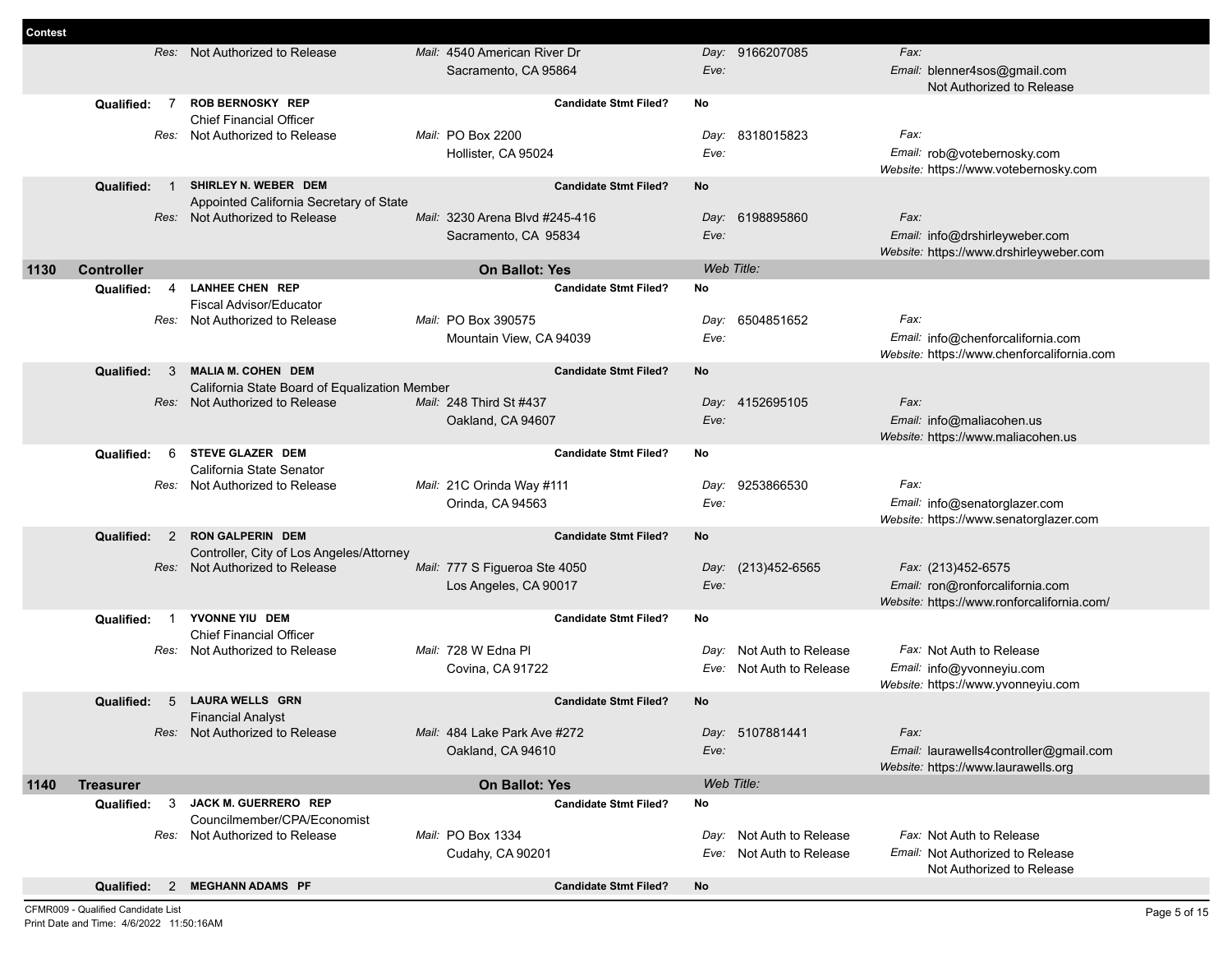**Contest**

| | | | |
|---|---|---|---|
| Res: Not Authorized to Release | Mail: 4540 American River Dr<br>Sacramento, CA 95864 | Day: 9166207085<br>Eve: | Fax:<br>Email: blenner4sos@gmail.com<br>Not Authorized to Release |

**Qualified: 7 ROB BERNOSKY REP** — Candidate Stmt Filed? No
Chief Financial Officer

| | | | |
|---|---|---|---|
| Res: Not Authorized to Release | Mail: PO Box 2200<br>Hollister, CA 95024 | Day: 8318015823<br>Eve: | Fax:<br>Email: rob@votebernosky.com<br>Website: https://www.votebernosky.com |

**Qualified: 1 SHIRLEY N. WEBER DEM** — Candidate Stmt Filed? No
Appointed California Secretary of State

| | | | |
|---|---|---|---|
| Res: Not Authorized to Release | Mail: 3230 Arena Blvd #245-416<br>Sacramento, CA 95834 | Day: 6198895860<br>Eve: | Fax:<br>Email: info@drshirleyweber.com<br>Website: https://www.drshirleyweber.com |

## 1130 Controller — On Ballot: Yes — Web Title:

**Qualified: 4 LANHEE CHEN REP** — Candidate Stmt Filed? No
Fiscal Advisor/Educator

| | | | |
|---|---|---|---|
| Res: Not Authorized to Release | Mail: PO Box 390575<br>Mountain View, CA 94039 | Day: 6504851652<br>Eve: | Fax:<br>Email: info@chenforcalifornia.com<br>Website: https://www.chenforcalifornia.com |

**Qualified: 3 MALIA M. COHEN DEM** — Candidate Stmt Filed? No
California State Board of Equalization Member

| | | | |
|---|---|---|---|
| Res: Not Authorized to Release | Mail: 248 Third St #437<br>Oakland, CA 94607 | Day: 4152695105<br>Eve: | Fax:<br>Email: info@maliacohen.us<br>Website: https://www.maliacohen.us |

**Qualified: 6 STEVE GLAZER DEM** — Candidate Stmt Filed? No
California State Senator

| | | | |
|---|---|---|---|
| Res: Not Authorized to Release | Mail: 21C Orinda Way #111<br>Orinda, CA 94563 | Day: 9253866530<br>Eve: | Fax:<br>Email: info@senatorglazer.com<br>Website: https://www.senatorglazer.com |

**Qualified: 2 RON GALPERIN DEM** — Candidate Stmt Filed? No
Controller, City of Los Angeles/Attorney

| | | | |
|---|---|---|---|
| Res: Not Authorized to Release | Mail: 777 S Figueroa Ste 4050<br>Los Angeles, CA 90017 | Day: (213)452-6565<br>Eve: | Fax: (213)452-6575<br>Email: ron@ronforcalifornia.com<br>Website: https://www.ronforcalifornia.com/ |

**Qualified: 1 YVONNE YIU DEM** — Candidate Stmt Filed? No
Chief Financial Officer

| | | | |
|---|---|---|---|
| Res: Not Authorized to Release | Mail: 728 W Edna Pl<br>Covina, CA 91722 | Day: Not Auth to Release<br>Eve: Not Auth to Release | Fax: Not Auth to Release<br>Email: info@yvonneyiu.com<br>Website: https://www.yvonneyiu.com |

**Qualified: 5 LAURA WELLS GRN** — Candidate Stmt Filed? No
Financial Analyst

| | | | |
|---|---|---|---|
| Res: Not Authorized to Release | Mail: 484 Lake Park Ave #272<br>Oakland, CA 94610 | Day: 5107881441<br>Eve: | Fax:<br>Email: laurawells4controller@gmail.com<br>Website: https://www.laurawells.org |

## 1140 Treasurer — On Ballot: Yes — Web Title:

**Qualified: 3 JACK M. GUERRERO REP** — Candidate Stmt Filed? No
Councilmember/CPA/Economist

| | | | |
|---|---|---|---|
| Res: Not Authorized to Release | Mail: PO Box 1334<br>Cudahy, CA 90201 | Day: Not Auth to Release<br>Eve: Not Auth to Release | Fax: Not Auth to Release<br>Email: Not Authorized to Release<br>Not Authorized to Release |

**Qualified: 2 MEGHANN ADAMS PF** — Candidate Stmt Filed? No

CFMR009 - Qualified Candidate List
Print Date and Time: 4/6/2022 11:50:16AM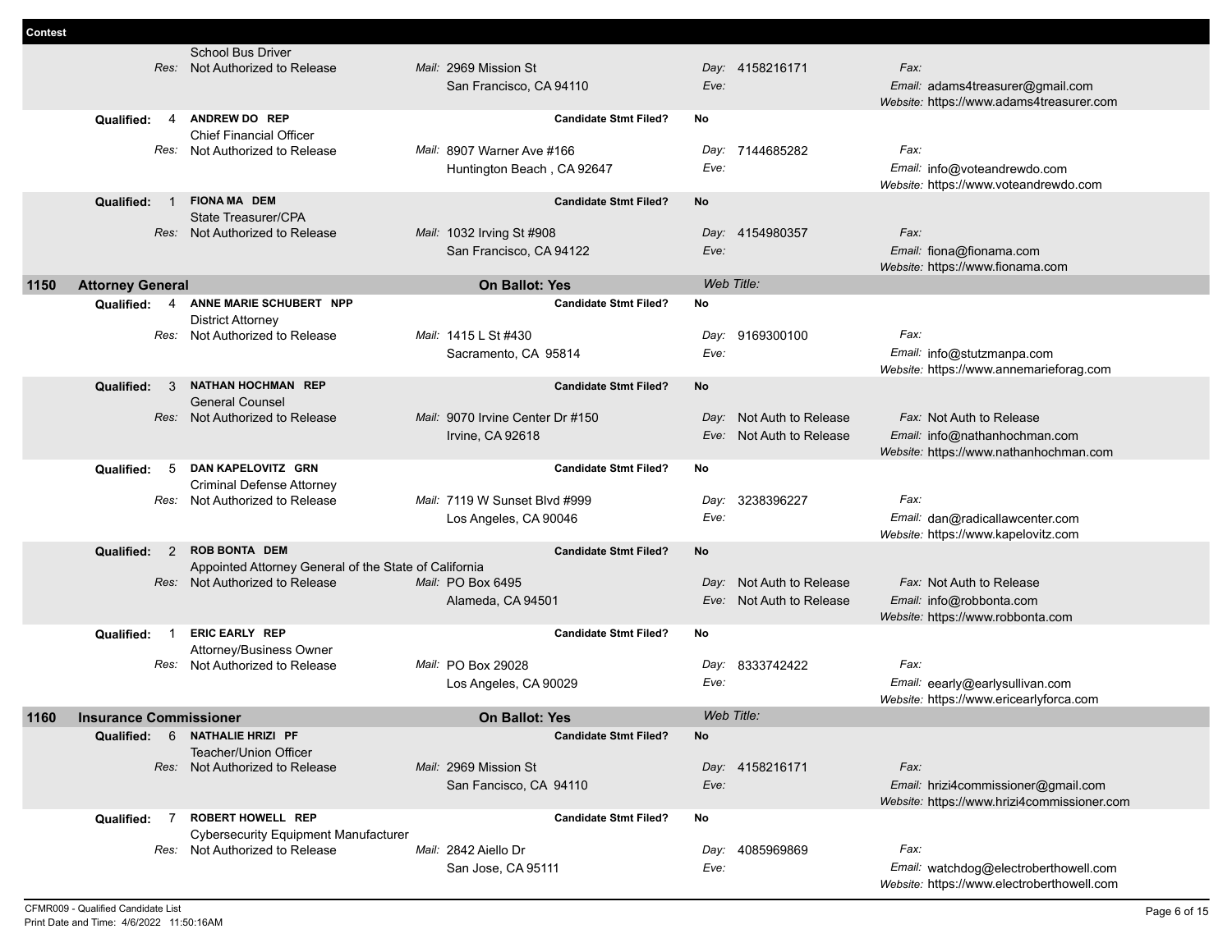**Contest**

School Bus Driver
*Res:* Not Authorized to Release | *Mail:* 2969 Mission St, San Francisco, CA 94110 | *Day:* 4158216171 | *Eve:* | *Fax:* | *Email:* adams4treasurer@gmail.com | *Website:* https://www.adams4treasurer.com

**Qualified:** 4 **ANDREW DO REP** — **Candidate Stmt Filed?** No
Chief Financial Officer
*Res:* Not Authorized to Release | *Mail:* 8907 Warner Ave #166, Huntington Beach , CA 92647 | *Day:* 7144685282 | *Eve:* | *Fax:* | *Email:* info@voteandrewdo.com | *Website:* https://www.voteandrewdo.com

**Qualified:** 1 **FIONA MA DEM** — **Candidate Stmt Filed?** No
State Treasurer/CPA
*Res:* Not Authorized to Release | *Mail:* 1032 Irving St #908, San Francisco, CA 94122 | *Day:* 4154980357 | *Eve:* | *Fax:* | *Email:* fiona@fionama.com | *Website:* https://www.fionama.com

## 1150 Attorney General — On Ballot: Yes — *Web Title:*

**Qualified:** 4 **ANNE MARIE SCHUBERT NPP** — **Candidate Stmt Filed?** No
District Attorney
*Res:* Not Authorized to Release | *Mail:* 1415 L St #430, Sacramento, CA 95814 | *Day:* 9169300100 | *Eve:* | *Fax:* | *Email:* info@stutzmanpa.com | *Website:* https://www.annemarieforag.com

**Qualified:** 3 **NATHAN HOCHMAN REP** — **Candidate Stmt Filed?** No
General Counsel
*Res:* Not Authorized to Release | *Mail:* 9070 Irvine Center Dr #150, Irvine, CA 92618 | *Day:* Not Auth to Release | *Eve:* Not Auth to Release | *Fax:* Not Auth to Release | *Email:* info@nathanhochman.com | *Website:* https://www.nathanhochman.com

**Qualified:** 5 **DAN KAPELOVITZ GRN** — **Candidate Stmt Filed?** No
Criminal Defense Attorney
*Res:* Not Authorized to Release | *Mail:* 7119 W Sunset Blvd #999, Los Angeles, CA 90046 | *Day:* 3238396227 | *Eve:* | *Fax:* | *Email:* dan@radicallawcenter.com | *Website:* https://www.kapelovitz.com

**Qualified:** 2 **ROB BONTA DEM** — **Candidate Stmt Filed?** No
Appointed Attorney General of the State of California
*Res:* Not Authorized to Release | *Mail:* PO Box 6495, Alameda, CA 94501 | *Day:* Not Auth to Release | *Eve:* Not Auth to Release | *Fax:* Not Auth to Release | *Email:* info@robbonta.com | *Website:* https://www.robbonta.com

**Qualified:** 1 **ERIC EARLY REP** — **Candidate Stmt Filed?** No
Attorney/Business Owner
*Res:* Not Authorized to Release | *Mail:* PO Box 29028, Los Angeles, CA 90029 | *Day:* 8333742422 | *Eve:* | *Fax:* | *Email:* eearly@earlysullivan.com | *Website:* https://www.ericearlyforca.com

## 1160 Insurance Commissioner — On Ballot: Yes — *Web Title:*

**Qualified:** 6 **NATHALIE HRIZI PF** — **Candidate Stmt Filed?** No
Teacher/Union Officer
*Res:* Not Authorized to Release | *Mail:* 2969 Mission St, San Fancisco, CA 94110 | *Day:* 4158216171 | *Eve:* | *Fax:* | *Email:* hrizi4commissioner@gmail.com | *Website:* https://www.hrizi4commissioner.com

**Qualified:** 7 **ROBERT HOWELL REP** — **Candidate Stmt Filed?** No
Cybersecurity Equipment Manufacturer
*Res:* Not Authorized to Release | *Mail:* 2842 Aiello Dr, San Jose, CA 95111 | *Day:* 4085969869 | *Eve:* | *Fax:* | *Email:* watchdog@electroberthowell.com | *Website:* https://www.electroberthowell.com

CFMR009 - Qualified Candidate List
Print Date and Time: 4/6/2022 11:50:16AM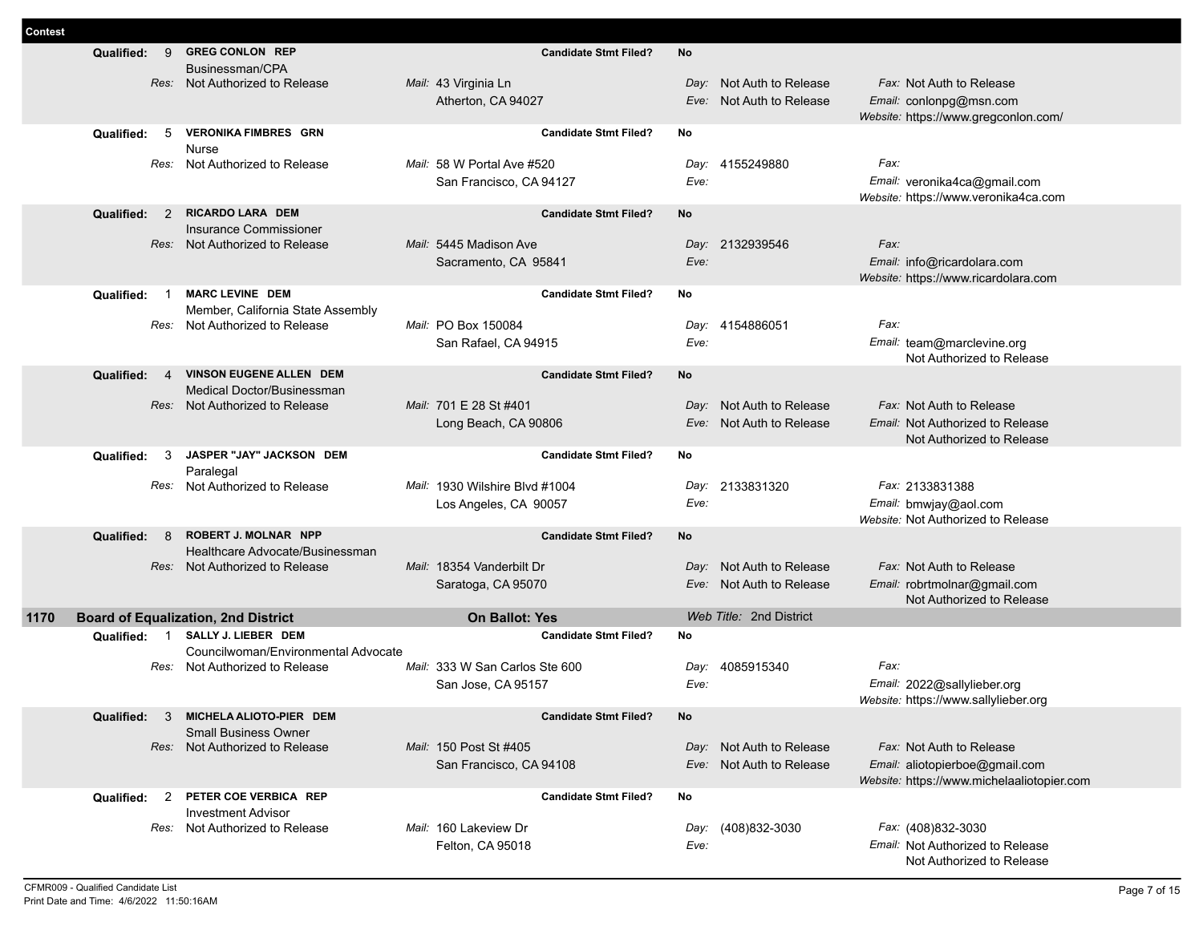**Contest**

**Qualified:** 9 **GREG CONLON REP** — **Candidate Stmt Filed?** **No**
Businessman/CPA
*Res:* Not Authorized to Release
*Mail:* 43 Virginia Ln, Atherton, CA 94027
*Day:* Not Auth to Release
*Eve:* Not Auth to Release
*Fax:* Not Auth to Release
*Email:* conlonpg@msn.com
*Website:* https://www.gregconlon.com/

**Qualified:** 5 **VERONIKA FIMBRES GRN** — **Candidate Stmt Filed?** **No**
Nurse
*Res:* Not Authorized to Release
*Mail:* 58 W Portal Ave #520, San Francisco, CA 94127
*Day:* 4155249880
*Eve:*
*Fax:*
*Email:* veronika4ca@gmail.com
*Website:* https://www.veronika4ca.com

**Qualified:** 2 **RICARDO LARA DEM** — **Candidate Stmt Filed?** **No**
Insurance Commissioner
*Res:* Not Authorized to Release
*Mail:* 5445 Madison Ave, Sacramento, CA 95841
*Day:* 2132939546
*Eve:*
*Fax:*
*Email:* info@ricardolara.com
*Website:* https://www.ricardolara.com

**Qualified:** 1 **MARC LEVINE DEM** — **Candidate Stmt Filed?** **No**
Member, California State Assembly
*Res:* Not Authorized to Release
*Mail:* PO Box 150084, San Rafael, CA 94915
*Day:* 4154886051
*Eve:*
*Fax:*
*Email:* team@marclevine.org
Not Authorized to Release

**Qualified:** 4 **VINSON EUGENE ALLEN DEM** — **Candidate Stmt Filed?** **No**
Medical Doctor/Businessman
*Res:* Not Authorized to Release
*Mail:* 701 E 28 St #401, Long Beach, CA 90806
*Day:* Not Auth to Release
*Eve:* Not Auth to Release
*Fax:* Not Auth to Release
*Email:* Not Authorized to Release
Not Authorized to Release

**Qualified:** 3 **JASPER "JAY" JACKSON DEM** — **Candidate Stmt Filed?** **No**
Paralegal
*Res:* Not Authorized to Release
*Mail:* 1930 Wilshire Blvd #1004, Los Angeles, CA 90057
*Day:* 2133831320
*Eve:*
*Fax:* 2133831388
*Email:* bmwjay@aol.com
*Website:* Not Authorized to Release

**Qualified:** 8 **ROBERT J. MOLNAR NPP** — **Candidate Stmt Filed?** **No**
Healthcare Advocate/Businessman
*Res:* Not Authorized to Release
*Mail:* 18354 Vanderbilt Dr, Saratoga, CA 95070
*Day:* Not Auth to Release
*Eve:* Not Auth to Release
*Fax:* Not Auth to Release
*Email:* robrtmolnar@gmail.com
Not Authorized to Release

## 1170 Board of Equalization, 2nd District — On Ballot: Yes — *Web Title:* 2nd District

**Qualified:** 1 **SALLY J. LIEBER DEM** — **Candidate Stmt Filed?** **No**
Councilwoman/Environmental Advocate
*Res:* Not Authorized to Release
*Mail:* 333 W San Carlos Ste 600, San Jose, CA 95157
*Day:* 4085915340
*Eve:*
*Fax:*
*Email:* 2022@sallylieber.org
*Website:* https://www.sallylieber.org

**Qualified:** 3 **MICHELA ALIOTO-PIER DEM** — **Candidate Stmt Filed?** **No**
Small Business Owner
*Res:* Not Authorized to Release
*Mail:* 150 Post St #405, San Francisco, CA 94108
*Day:* Not Auth to Release
*Eve:* Not Auth to Release
*Fax:* Not Auth to Release
*Email:* aliotopierboe@gmail.com
*Website:* https://www.michelaaliotopier.com

**Qualified:** 2 **PETER COE VERBICA REP** — **Candidate Stmt Filed?** **No**
Investment Advisor
*Res:* Not Authorized to Release
*Mail:* 160 Lakeview Dr, Felton, CA 95018
*Day:* (408)832-3030
*Eve:*
*Fax:* (408)832-3030
*Email:* Not Authorized to Release
Not Authorized to Release

CFMR009 - Qualified Candidate List
Print Date and Time: 4/6/2022 11:50:16AM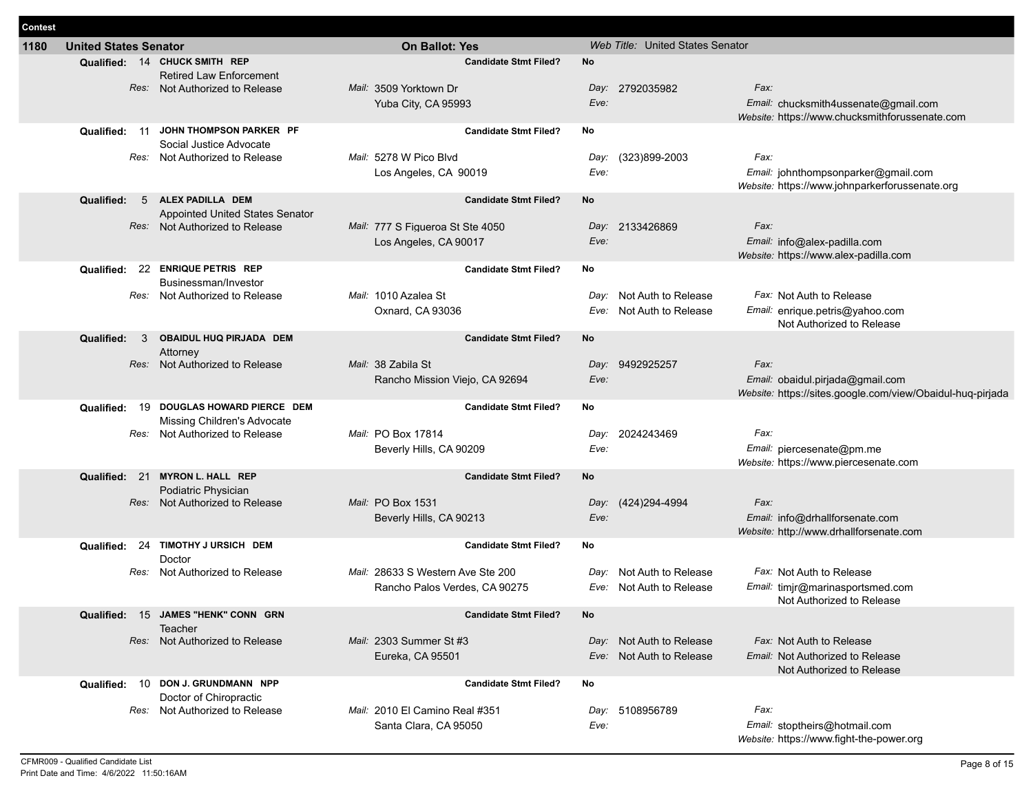**Contest**

**1180 United States Senator** — **On Ballot: Yes** — *Web Title:* United States Senator

| Qualified | Ballot # | Candidate / Occupation | Candidate Stmt Filed? | Res | Mail | Day | Eve | Fax | Email | Website |
|---|---|---|---|---|---|---|---|---|---|---|
| Qualified: | 14 | **CHUCK SMITH REP** Retired Law Enforcement | No | Not Authorized to Release | 3509 Yorktown Dr, Yuba City, CA 95993 | 2792035982 | | | chucksmith4ussenate@gmail.com | https://www.chucksmithforussenate.com |
| Qualified: | 11 | **JOHN THOMPSON PARKER PF** Social Justice Advocate | No | Not Authorized to Release | 5278 W Pico Blvd, Los Angeles, CA 90019 | (323)899-2003 | | | johnthompsonparker@gmail.com | https://www.johnparkerforussenate.org |
| Qualified: | 5 | **ALEX PADILLA DEM** Appointed United States Senator | No | Not Authorized to Release | 777 S Figueroa St Ste 4050, Los Angeles, CA 90017 | 2133426869 | | | info@alex-padilla.com | https://www.alex-padilla.com |
| Qualified: | 22 | **ENRIQUE PETRIS REP** Businessman/Investor | No | Not Authorized to Release | 1010 Azalea St, Oxnard, CA 93036 | Not Auth to Release | Not Auth to Release | Not Auth to Release | enrique.petris@yahoo.com | Not Authorized to Release |
| Qualified: | 3 | **OBAIDUL HUQ PIRJADA DEM** Attorney | No | Not Authorized to Release | 38 Zabila St, Rancho Mission Viejo, CA 92694 | 9492925257 | | | obaidul.pirjada@gmail.com | https://sites.google.com/view/Obaidul-huq-pirjada |
| Qualified: | 19 | **DOUGLAS HOWARD PIERCE DEM** Missing Children's Advocate | No | Not Authorized to Release | PO Box 17814, Beverly Hills, CA 90209 | 2024243469 | | | piercesenate@pm.me | https://www.piercesenate.com |
| Qualified: | 21 | **MYRON L. HALL REP** Podiatric Physician | No | Not Authorized to Release | PO Box 1531, Beverly Hills, CA 90213 | (424)294-4994 | | | info@drhallforsenate.com | http://www.drhallforsenate.com |
| Qualified: | 24 | **TIMOTHY J URSICH DEM** Doctor | No | Not Authorized to Release | 28633 S Western Ave Ste 200, Rancho Palos Verdes, CA 90275 | Not Auth to Release | Not Auth to Release | Not Auth to Release | timjr@marinasportsmed.com | Not Authorized to Release |
| Qualified: | 15 | **JAMES "HENK" CONN GRN** Teacher | No | Not Authorized to Release | 2303 Summer St #3, Eureka, CA 95501 | Not Auth to Release | Not Auth to Release | Not Auth to Release | Not Authorized to Release | Not Authorized to Release |
| Qualified: | 10 | **DON J. GRUNDMANN NPP** Doctor of Chiropractic | No | Not Authorized to Release | 2010 El Camino Real #351, Santa Clara, CA 95050 | 5108956789 | | | stoptheirs@hotmail.com | https://www.fight-the-power.org |

CFMR009 - Qualified Candidate List
Print Date and Time: 4/6/2022 11:50:16AM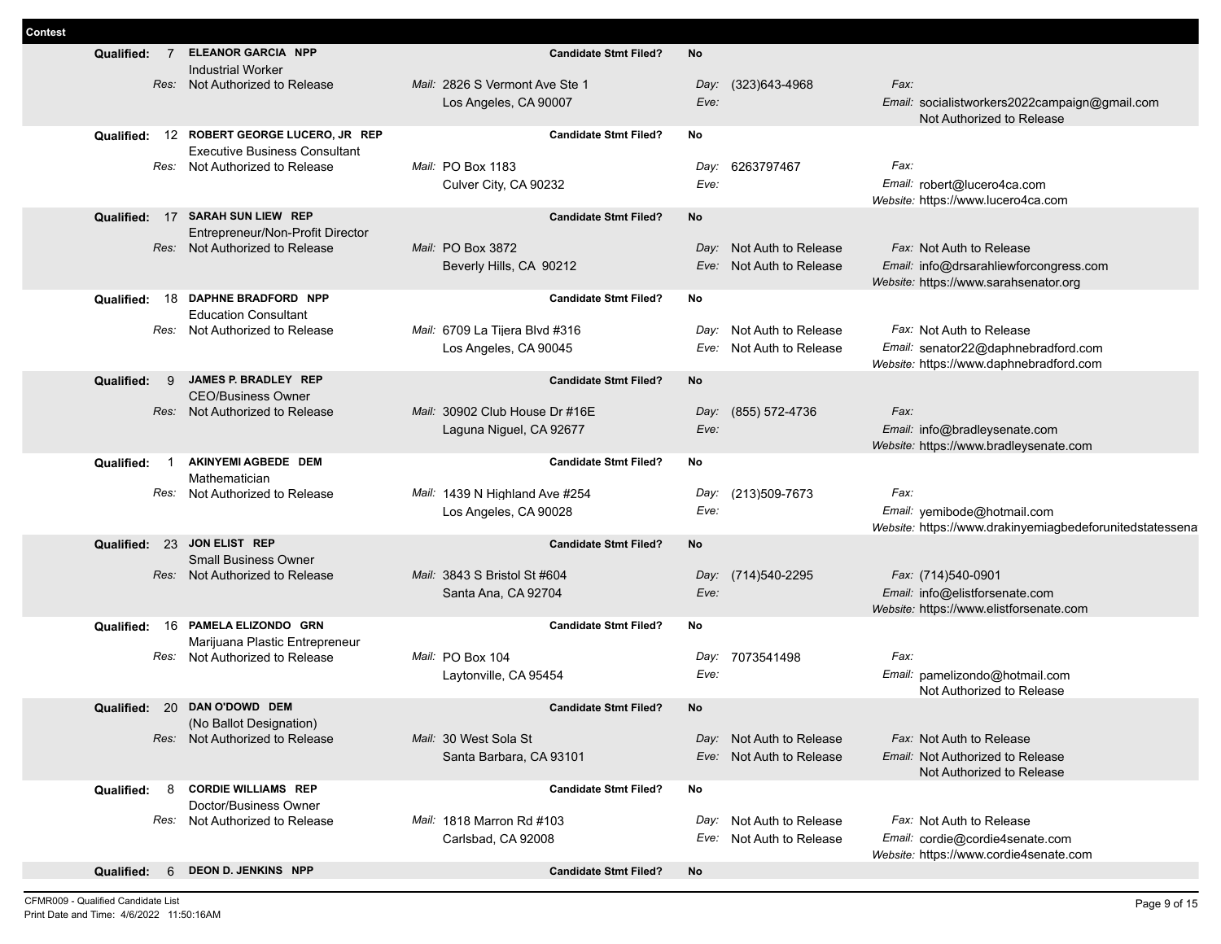**Contest**

| Status | Ballot # | Candidate / Occupation | | Mail | | Phone | | Fax / Email / Website |
|---|---|---|---|---|---|---|---|---|
| **Qualified:** | 7 | **ELEANOR GARCIA NPP** | | **Candidate Stmt Filed?** | **No** | | | |
| | | Industrial Worker | | | | | | |
| | *Res:* | Not Authorized to Release | *Mail:* | 2826 S Vermont Ave Ste 1 | *Day:* | (323)643-4968 | *Fax:* | |
| | | | | Los Angeles, CA 90007 | *Eve:* | | *Email:* | socialistworkers2022campaign@gmail.com |
| | | | | | | | | Not Authorized to Release |
| **Qualified:** | 12 | **ROBERT GEORGE LUCERO, JR REP** | | **Candidate Stmt Filed?** | **No** | | | |
| | | Executive Business Consultant | | | | | | |
| | *Res:* | Not Authorized to Release | *Mail:* | PO Box 1183 | *Day:* | 6263797467 | *Fax:* | |
| | | | | Culver City, CA 90232 | *Eve:* | | *Email:* | robert@lucero4ca.com |
| | | | | | | | *Website:* | https://www.lucero4ca.com |
| **Qualified:** | 17 | **SARAH SUN LIEW REP** | | **Candidate Stmt Filed?** | **No** | | | |
| | | Entrepreneur/Non-Profit Director | | | | | | |
| | *Res:* | Not Authorized to Release | *Mail:* | PO Box 3872 | *Day:* | Not Auth to Release | *Fax:* | Not Auth to Release |
| | | | | Beverly Hills, CA 90212 | *Eve:* | Not Auth to Release | *Email:* | info@drsarahliewforcongress.com |
| | | | | | | | *Website:* | https://www.sarahsenator.org |
| **Qualified:** | 18 | **DAPHNE BRADFORD NPP** | | **Candidate Stmt Filed?** | **No** | | | |
| | | Education Consultant | | | | | | |
| | *Res:* | Not Authorized to Release | *Mail:* | 6709 La Tijera Blvd #316 | *Day:* | Not Auth to Release | *Fax:* | Not Auth to Release |
| | | | | Los Angeles, CA 90045 | *Eve:* | Not Auth to Release | *Email:* | senator22@daphnebradford.com |
| | | | | | | | *Website:* | https://www.daphnebradford.com |
| **Qualified:** | 9 | **JAMES P. BRADLEY REP** | | **Candidate Stmt Filed?** | **No** | | | |
| | | CEO/Business Owner | | | | | | |
| | *Res:* | Not Authorized to Release | *Mail:* | 30902 Club House Dr #16E | *Day:* | (855) 572-4736 | *Fax:* | |
| | | | | Laguna Niguel, CA 92677 | *Eve:* | | *Email:* | info@bradleysenate.com |
| | | | | | | | *Website:* | https://www.bradleysenate.com |
| **Qualified:** | 1 | **AKINYEMI AGBEDE DEM** | | **Candidate Stmt Filed?** | **No** | | | |
| | | Mathematician | | | | | | |
| | *Res:* | Not Authorized to Release | *Mail:* | 1439 N Highland Ave #254 | *Day:* | (213)509-7673 | *Fax:* | |
| | | | | Los Angeles, CA 90028 | *Eve:* | | *Email:* | yemibode@hotmail.com |
| | | | | | | | *Website:* | https://www.drakinyemiagbedeforunitedstatessena |
| **Qualified:** | 23 | **JON ELIST REP** | | **Candidate Stmt Filed?** | **No** | | | |
| | | Small Business Owner | | | | | | |
| | *Res:* | Not Authorized to Release | *Mail:* | 3843 S Bristol St #604 | *Day:* | (714)540-2295 | *Fax:* | (714)540-0901 |
| | | | | Santa Ana, CA 92704 | *Eve:* | | *Email:* | info@elistforsenate.com |
| | | | | | | | *Website:* | https://www.elistforsenate.com |
| **Qualified:** | 16 | **PAMELA ELIZONDO GRN** | | **Candidate Stmt Filed?** | **No** | | | |
| | | Marijuana Plastic Entrepreneur | | | | | | |
| | *Res:* | Not Authorized to Release | *Mail:* | PO Box 104 | *Day:* | 7073541498 | *Fax:* | |
| | | | | Laytonville, CA 95454 | *Eve:* | | *Email:* | pamelizondo@hotmail.com |
| | | | | | | | | Not Authorized to Release |
| **Qualified:** | 20 | **DAN O'DOWD DEM** | | **Candidate Stmt Filed?** | **No** | | | |
| | | (No Ballot Designation) | | | | | | |
| | *Res:* | Not Authorized to Release | *Mail:* | 30 West Sola St | *Day:* | Not Auth to Release | *Fax:* | Not Auth to Release |
| | | | | Santa Barbara, CA 93101 | *Eve:* | Not Auth to Release | *Email:* | Not Authorized to Release |
| | | | | | | | | Not Authorized to Release |
| **Qualified:** | 8 | **CORDIE WILLIAMS REP** | | **Candidate Stmt Filed?** | **No** | | | |
| | | Doctor/Business Owner | | | | | | |
| | *Res:* | Not Authorized to Release | *Mail:* | 1818 Marron Rd #103 | *Day:* | Not Auth to Release | *Fax:* | Not Auth to Release |
| | | | | Carlsbad, CA 92008 | *Eve:* | Not Auth to Release | *Email:* | cordie@cordie4senate.com |
| | | | | | | | *Website:* | https://www.cordie4senate.com |
| **Qualified:** | 6 | **DEON D. JENKINS NPP** | | **Candidate Stmt Filed?** | **No** | | | |

CFMR009 - Qualified Candidate List
Print Date and Time: 4/6/2022 11:50:16AM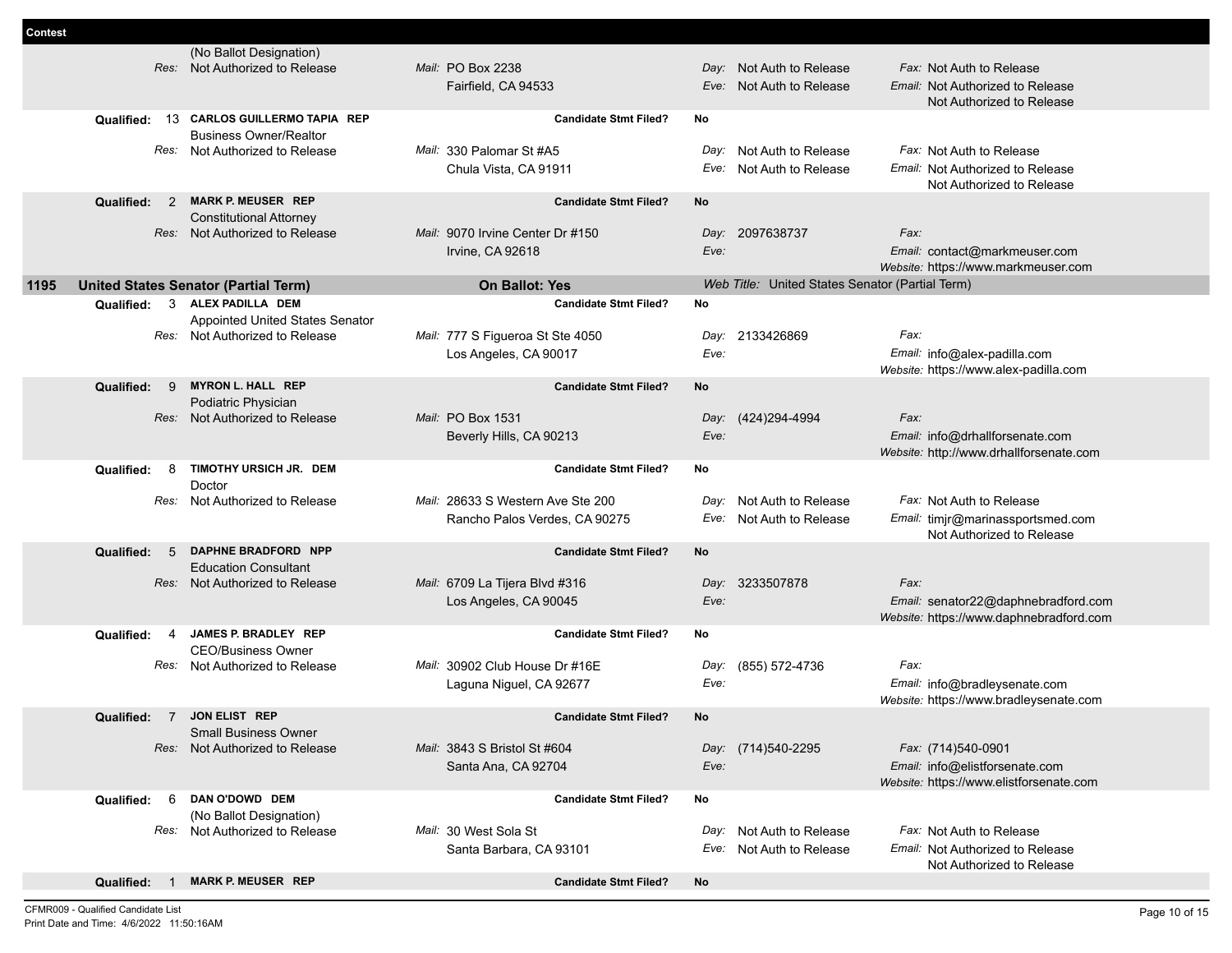**Contest**

(No Ballot Designation)

| | | | |
|---|---|---|---|
| *Res:* Not Authorized to Release | *Mail:* PO Box 2238<br>Fairfield, CA 94533 | *Day:* Not Auth to Release<br>*Eve:* Not Auth to Release | *Fax:* Not Auth to Release<br>*Email:* Not Authorized to Release<br>Not Authorized to Release |

**Qualified:** 13 **CARLOS GUILLERMO TAPIA REP** — **Candidate Stmt Filed?** **No**
Business Owner/Realtor

| | | | |
|---|---|---|---|
| *Res:* Not Authorized to Release | *Mail:* 330 Palomar St #A5<br>Chula Vista, CA 91911 | *Day:* Not Auth to Release<br>*Eve:* Not Auth to Release | *Fax:* Not Auth to Release<br>*Email:* Not Authorized to Release<br>Not Authorized to Release |

**Qualified:** 2 **MARK P. MEUSER REP** — **Candidate Stmt Filed?** **No**
Constitutional Attorney

| | | | |
|---|---|---|---|
| *Res:* Not Authorized to Release | *Mail:* 9070 Irvine Center Dr #150<br>Irvine, CA 92618 | *Day:* 2097638737<br>*Eve:* | *Fax:*<br>*Email:* contact@markmeuser.com<br>*Website:* https://www.markmeuser.com |

## 1195 United States Senator (Partial Term) — On Ballot: Yes — *Web Title:* United States Senator (Partial Term)

**Qualified:** 3 **ALEX PADILLA DEM** — **Candidate Stmt Filed?** **No**
Appointed United States Senator

| | | | |
|---|---|---|---|
| *Res:* Not Authorized to Release | *Mail:* 777 S Figueroa St Ste 4050<br>Los Angeles, CA 90017 | *Day:* 2133426869<br>*Eve:* | *Fax:*<br>*Email:* info@alex-padilla.com<br>*Website:* https://www.alex-padilla.com |

**Qualified:** 9 **MYRON L. HALL REP** — **Candidate Stmt Filed?** **No**
Podiatric Physician

| | | | |
|---|---|---|---|
| *Res:* Not Authorized to Release | *Mail:* PO Box 1531<br>Beverly Hills, CA 90213 | *Day:* (424)294-4994<br>*Eve:* | *Fax:*<br>*Email:* info@drhallforsenate.com<br>*Website:* http://www.drhallforsenate.com |

**Qualified:** 8 **TIMOTHY URSICH JR. DEM** — **Candidate Stmt Filed?** **No**
Doctor

| | | | |
|---|---|---|---|
| *Res:* Not Authorized to Release | *Mail:* 28633 S Western Ave Ste 200<br>Rancho Palos Verdes, CA 90275 | *Day:* Not Auth to Release<br>*Eve:* Not Auth to Release | *Fax:* Not Auth to Release<br>*Email:* timjr@marinassportsmed.com<br>Not Authorized to Release |

**Qualified:** 5 **DAPHNE BRADFORD NPP** — **Candidate Stmt Filed?** **No**
Education Consultant

| | | | |
|---|---|---|---|
| *Res:* Not Authorized to Release | *Mail:* 6709 La Tijera Blvd #316<br>Los Angeles, CA 90045 | *Day:* 3233507878<br>*Eve:* | *Fax:*<br>*Email:* senator22@daphnebradford.com<br>*Website:* https://www.daphnebradford.com |

**Qualified:** 4 **JAMES P. BRADLEY REP** — **Candidate Stmt Filed?** **No**
CEO/Business Owner

| | | | |
|---|---|---|---|
| *Res:* Not Authorized to Release | *Mail:* 30902 Club House Dr #16E<br>Laguna Niguel, CA 92677 | *Day:* (855) 572-4736<br>*Eve:* | *Fax:*<br>*Email:* info@bradleysenate.com<br>*Website:* https://www.bradleysenate.com |

**Qualified:** 7 **JON ELIST REP** — **Candidate Stmt Filed?** **No**
Small Business Owner

| | | | |
|---|---|---|---|
| *Res:* Not Authorized to Release | *Mail:* 3843 S Bristol St #604<br>Santa Ana, CA 92704 | *Day:* (714)540-2295<br>*Eve:* | *Fax:* (714)540-0901<br>*Email:* info@elistforsenate.com<br>*Website:* https://www.elistforsenate.com |

**Qualified:** 6 **DAN O'DOWD DEM** — **Candidate Stmt Filed?** **No**
(No Ballot Designation)

| | | | |
|---|---|---|---|
| *Res:* Not Authorized to Release | *Mail:* 30 West Sola St<br>Santa Barbara, CA 93101 | *Day:* Not Auth to Release<br>*Eve:* Not Auth to Release | *Fax:* Not Auth to Release<br>*Email:* Not Authorized to Release<br>Not Authorized to Release |

**Qualified:** 1 **MARK P. MEUSER REP** — **Candidate Stmt Filed?** **No**

CFMR009 - Qualified Candidate List
Print Date and Time: 4/6/2022 11:50:16AM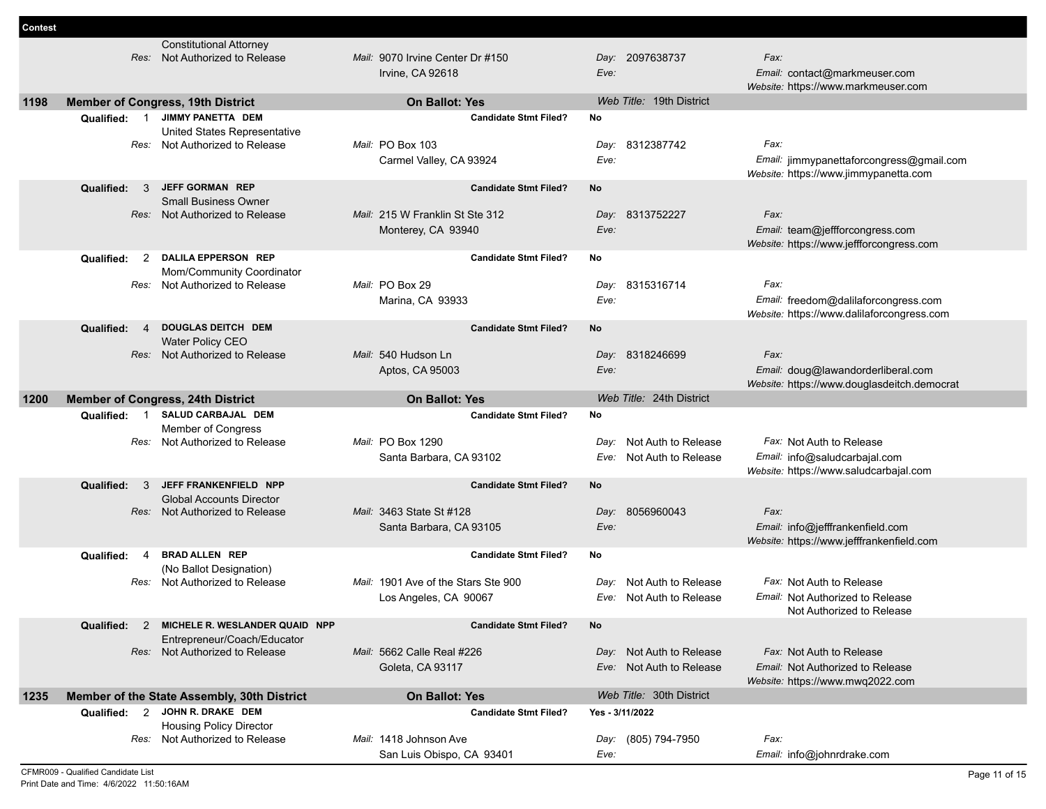**Contest**

Constitutional Attorney
*Res:* Not Authorized to Release | *Mail:* 9070 Irvine Center Dr #150, Irvine, CA 92618 | *Day:* 2097638737 | *Eve:* | *Fax:* | *Email:* contact@markmeuser.com | *Website:* https://www.markmeuser.com

## 1198 Member of Congress, 19th District

**On Ballot: Yes** | *Web Title:* 19th District

| Qualified | Candidate | Occupation | Res | Mail | Day | Eve | Fax | Email | Website | Candidate Stmt Filed? |
|---|---|---|---|---|---|---|---|---|---|---|
| 1 | **JIMMY PANETTA DEM** | United States Representative | Not Authorized to Release | PO Box 103, Carmel Valley, CA 93924 | 8312387742 | | | jimmypanettaforcongress@gmail.com | https://www.jimmypanetta.com | No |
| 3 | **JEFF GORMAN REP** | Small Business Owner | Not Authorized to Release | 215 W Franklin St Ste 312, Monterey, CA 93940 | 8313752227 | | | team@jeffforcongress.com | https://www.jeffforcongress.com | No |
| 2 | **DALILA EPPERSON REP** | Mom/Community Coordinator | Not Authorized to Release | PO Box 29, Marina, CA 93933 | 8315316714 | | | freedom@dalilaforcongress.com | https://www.dalilaforcongress.com | No |
| 4 | **DOUGLAS DEITCH DEM** | Water Policy CEO | Not Authorized to Release | 540 Hudson Ln, Aptos, CA 95003 | 8318246699 | | | doug@lawandorderliberal.com | https://www.douglasdeitch.democrat | No |

## 1200 Member of Congress, 24th District

**On Ballot: Yes** | *Web Title:* 24th District

| Qualified | Candidate | Occupation | Res | Mail | Day | Eve | Fax | Email | Website | Candidate Stmt Filed? |
|---|---|---|---|---|---|---|---|---|---|---|
| 1 | **SALUD CARBAJAL DEM** | Member of Congress | Not Authorized to Release | PO Box 1290, Santa Barbara, CA 93102 | Not Auth to Release | Not Auth to Release | Not Auth to Release | info@saludcarbajal.com | https://www.saludcarbajal.com | No |
| 3 | **JEFF FRANKENFIELD NPP** | Global Accounts Director | Not Authorized to Release | 3463 State St #128, Santa Barbara, CA 93105 | 8056960043 | | | info@jefffrankenfield.com | https://www.jefffrankenfield.com | No |
| 4 | **BRAD ALLEN REP** | (No Ballot Designation) | Not Authorized to Release | 1901 Ave of the Stars Ste 900, Los Angeles, CA 90067 | Not Auth to Release | Not Auth to Release | Not Auth to Release | Not Authorized to Release | Not Authorized to Release | No |
| 2 | **MICHELE R. WESLANDER QUAID NPP** | Entrepreneur/Coach/Educator | Not Authorized to Release | 5662 Calle Real #226, Goleta, CA 93117 | Not Auth to Release | Not Auth to Release | Not Auth to Release | Not Authorized to Release | https://www.mwq2022.com | No |

## 1235 Member of the State Assembly, 30th District

**On Ballot: Yes** | *Web Title:* 30th District

| Qualified | Candidate | Occupation | Res | Mail | Day | Eve | Fax | Email | Candidate Stmt Filed? |
|---|---|---|---|---|---|---|---|---|---|
| 2 | **JOHN R. DRAKE DEM** | Housing Policy Director | Not Authorized to Release | 1418 Johnson Ave, San Luis Obispo, CA 93401 | (805) 794-7950 | | | info@johnrdrake.com | Yes - 3/11/2022 |

CFMR009 - Qualified Candidate List
Print Date and Time: 4/6/2022 11:50:16AM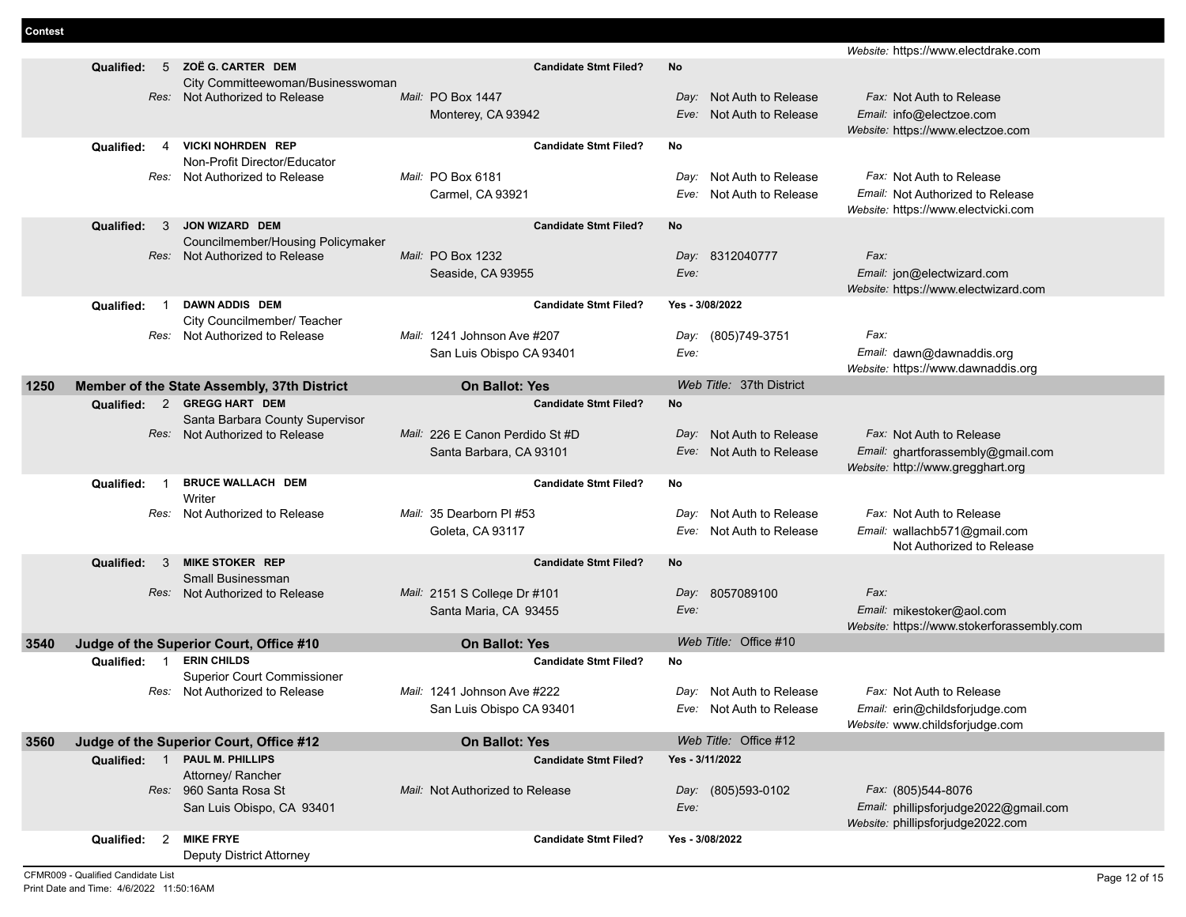**Contest**

Website: https://www.electdrake.com

**Qualified:** 5 **ZOË G. CARTER DEM** — **Candidate Stmt Filed?** No
City Committeewoman/Businesswoman
Res: Not Authorized to Release
Mail: PO Box 1447, Monterey, CA 93942
Day: Not Auth to Release
Eve: Not Auth to Release
Fax: Not Auth to Release
Email: info@electzoe.com
Website: https://www.electzoe.com

**Qualified:** 4 **VICKI NOHRDEN REP** — **Candidate Stmt Filed?** No
Non-Profit Director/Educator
Res: Not Authorized to Release
Mail: PO Box 6181, Carmel, CA 93921
Day: Not Auth to Release
Eve: Not Auth to Release
Fax: Not Auth to Release
Email: Not Authorized to Release
Website: https://www.electvicki.com

**Qualified:** 3 **JON WIZARD DEM** — **Candidate Stmt Filed?** No
Councilmember/Housing Policymaker
Res: Not Authorized to Release
Mail: PO Box 1232, Seaside, CA 93955
Day: 8312040777
Eve:
Fax:
Email: jon@electwizard.com
Website: https://www.electwizard.com

**Qualified:** 1 **DAWN ADDIS DEM** — **Candidate Stmt Filed?** Yes - 3/08/2022
City Councilmember/ Teacher
Res: Not Authorized to Release
Mail: 1241 Johnson Ave #207, San Luis Obispo CA 93401
Day: (805)749-3751
Eve:
Fax:
Email: dawn@dawnaddis.org
Website: https://www.dawnaddis.org

## 1250 Member of the State Assembly, 37th District — On Ballot: Yes — Web Title: 37th District

**Qualified:** 2 **GREGG HART DEM** — **Candidate Stmt Filed?** No
Santa Barbara County Supervisor
Res: Not Authorized to Release
Mail: 226 E Canon Perdido St #D, Santa Barbara, CA 93101
Day: Not Auth to Release
Eve: Not Auth to Release
Fax: Not Auth to Release
Email: ghartforassembly@gmail.com
Website: http://www.gregghart.org

**Qualified:** 1 **BRUCE WALLACH DEM** — **Candidate Stmt Filed?** No
Writer
Res: Not Authorized to Release
Mail: 35 Dearborn Pl #53, Goleta, CA 93117
Day: Not Auth to Release
Eve: Not Auth to Release
Fax: Not Auth to Release
Email: wallachb571@gmail.com
Not Authorized to Release

**Qualified:** 3 **MIKE STOKER REP** — **Candidate Stmt Filed?** No
Small Businessman
Res: Not Authorized to Release
Mail: 2151 S College Dr #101, Santa Maria, CA 93455
Day: 8057089100
Eve:
Fax:
Email: mikestoker@aol.com
Website: https://www.stokerforassembly.com

## 3540 Judge of the Superior Court, Office #10 — On Ballot: Yes — Web Title: Office #10

**Qualified:** 1 **ERIN CHILDS** — **Candidate Stmt Filed?** No
Superior Court Commissioner
Res: Not Authorized to Release
Mail: 1241 Johnson Ave #222, San Luis Obispo CA 93401
Day: Not Auth to Release
Eve: Not Auth to Release
Fax: Not Auth to Release
Email: erin@childsforjudge.com
Website: www.childsforjudge.com

## 3560 Judge of the Superior Court, Office #12 — On Ballot: Yes — Web Title: Office #12

**Qualified:** 1 **PAUL M. PHILLIPS** — **Candidate Stmt Filed?** Yes - 3/11/2022
Attorney/ Rancher
Res: 960 Santa Rosa St, San Luis Obispo, CA 93401
Mail: Not Authorized to Release
Day: (805)593-0102
Eve:
Fax: (805)544-8076
Email: phillipsforjudge2022@gmail.com
Website: phillipsforjudge2022.com

**Qualified:** 2 **MIKE FRYE** — **Candidate Stmt Filed?** Yes - 3/08/2022
Deputy District Attorney

CFMR009 - Qualified Candidate List
Print Date and Time: 4/6/2022 11:50:16AM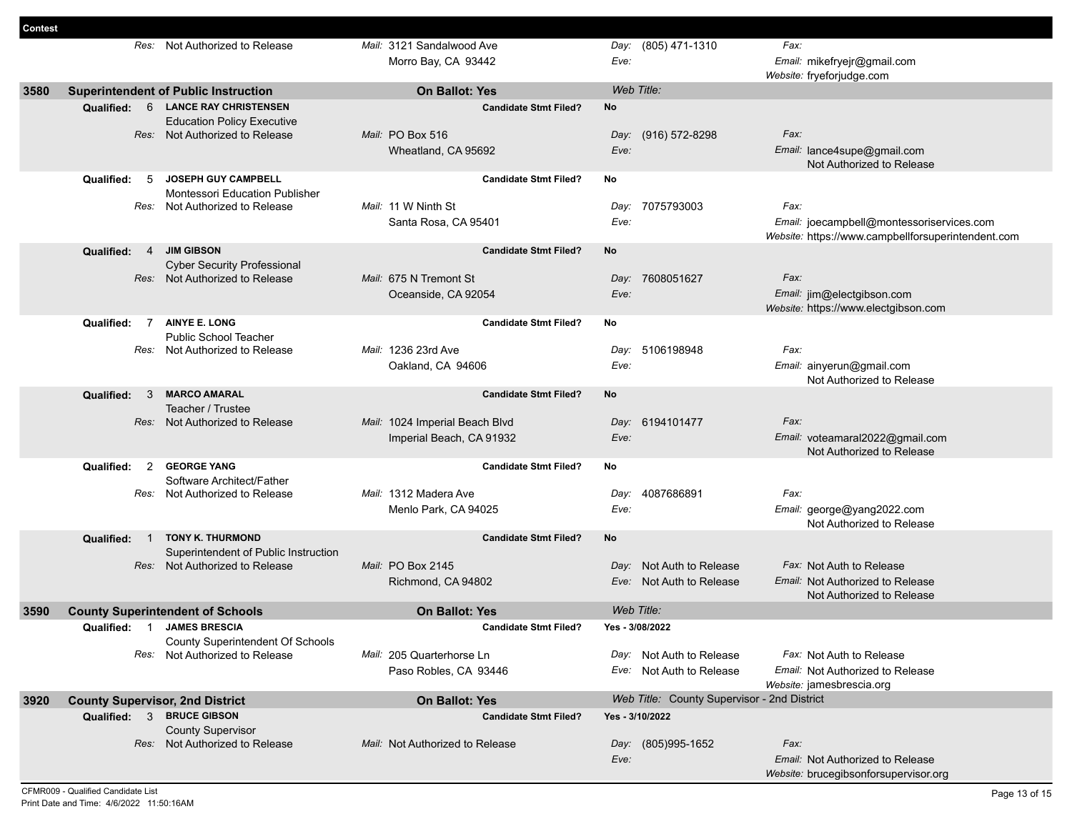**Contest**

| | Res: Not Authorized to Release | Mail: 3121 Sandalwood Ave, Morro Bay, CA 93442 | Day: (805) 471-1310 / Eve: | Fax: / Email: mikefryejr@gmail.com / Website: fryeforjudge.com |
|---|---|---|---|---|

## 3580 Superintendent of Public Instruction

**On Ballot: Yes** — Web Title:

| Qualified | Candidate | Occupation | Res | Mail | Candidate Stmt Filed? | Day | Eve | Fax | Email | Website |
|---|---|---|---|---|---|---|---|---|---|---|
| 6 | LANCE RAY CHRISTENSEN | Education Policy Executive | Not Authorized to Release | PO Box 516, Wheatland, CA 95692 | No | (916) 572-8298 | | | lance4supe@gmail.com | Not Authorized to Release |
| 5 | JOSEPH GUY CAMPBELL | Montessori Education Publisher | Not Authorized to Release | 11 W Ninth St, Santa Rosa, CA 95401 | No | 7075793003 | | | joecampbell@montessoriservices.com | https://www.campbellforsuperintendent.com |
| 4 | JIM GIBSON | Cyber Security Professional | Not Authorized to Release | 675 N Tremont St, Oceanside, CA 92054 | No | 7608051627 | | | jim@electgibson.com | https://www.electgibson.com |
| 7 | AINYE E. LONG | Public School Teacher | Not Authorized to Release | 1236 23rd Ave, Oakland, CA 94606 | No | 5106198948 | | | ainyerun@gmail.com | Not Authorized to Release |
| 3 | MARCO AMARAL | Teacher / Trustee | Not Authorized to Release | 1024 Imperial Beach Blvd, Imperial Beach, CA 91932 | No | 6194101477 | | | voteamaral2022@gmail.com | Not Authorized to Release |
| 2 | GEORGE YANG | Software Architect/Father | Not Authorized to Release | 1312 Madera Ave, Menlo Park, CA 94025 | No | 4087686891 | | | george@yang2022.com | Not Authorized to Release |
| 1 | TONY K. THURMOND | Superintendent of Public Instruction | Not Authorized to Release | PO Box 2145, Richmond, CA 94802 | No | Not Auth to Release | Not Auth to Release | Not Auth to Release | Not Authorized to Release | Not Authorized to Release |

## 3590 County Superintendent of Schools

**On Ballot: Yes** — Web Title:

| Qualified | Candidate | Occupation | Res | Mail | Candidate Stmt Filed? | Day | Eve | Fax | Email | Website |
|---|---|---|---|---|---|---|---|---|---|---|
| 1 | JAMES BRESCIA | County Superintendent Of Schools | Not Authorized to Release | 205 Quarterhorse Ln, Paso Robles, CA 93446 | Yes - 3/08/2022 | Not Auth to Release | Not Auth to Release | Not Auth to Release | Not Authorized to Release | jamesbrescia.org |

## 3920 County Supervisor, 2nd District

**On Ballot: Yes** — Web Title: County Supervisor - 2nd District

| Qualified | Candidate | Occupation | Res | Mail | Candidate Stmt Filed? | Day | Eve | Fax | Email | Website |
|---|---|---|---|---|---|---|---|---|---|---|
| 3 | BRUCE GIBSON | County Supervisor | Not Authorized to Release | Not Authorized to Release | Yes - 3/10/2022 | (805)995-1652 | | | Not Authorized to Release | brucegibsonforsupervisor.org |

CFMR009 - Qualified Candidate List
Print Date and Time: 4/6/2022 11:50:16AM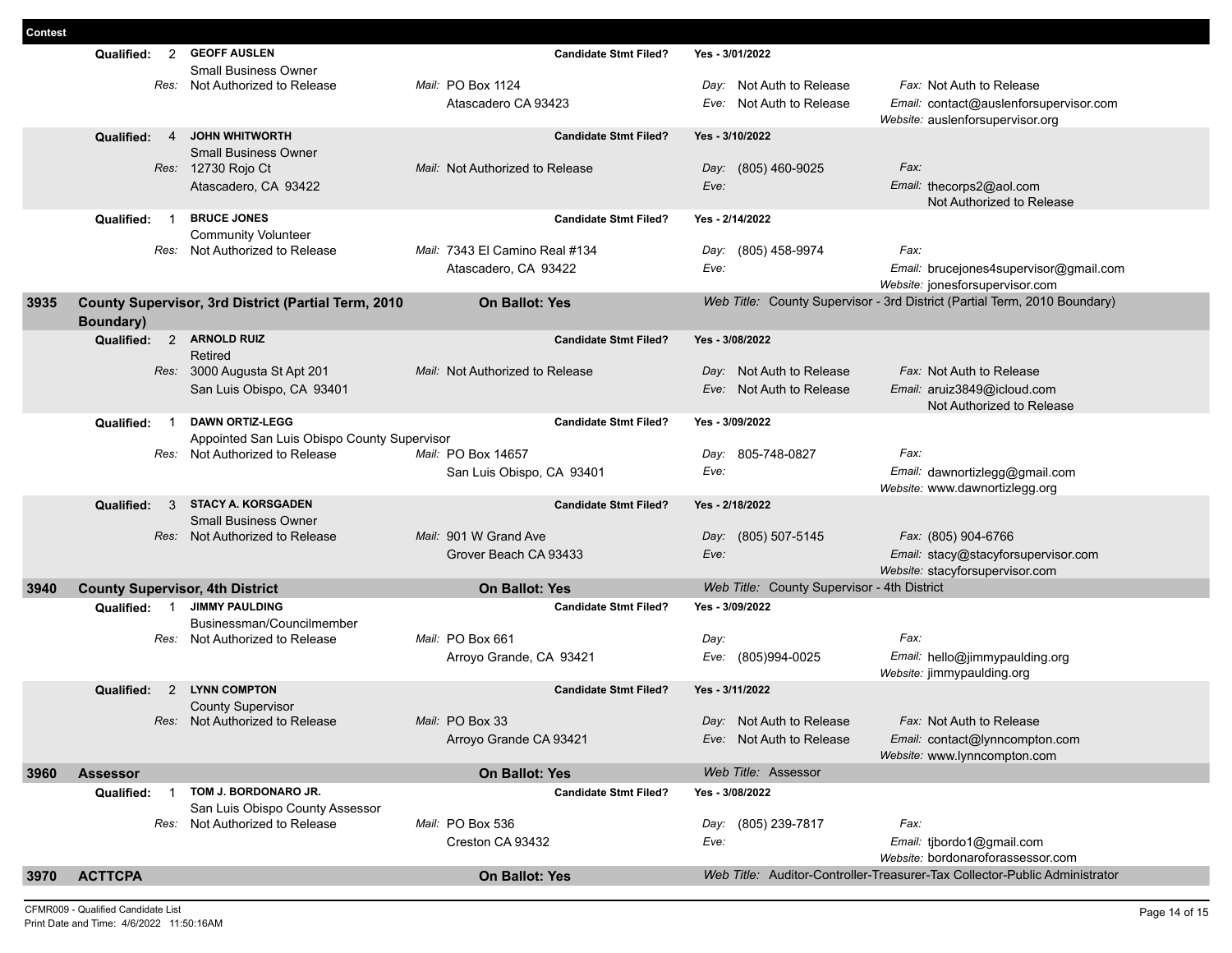**Contest**

**Qualified:** 2 **GEOFF AUSLEN** — **Candidate Stmt Filed?** Yes - 3/01/2022
Small Business Owner
*Res:* Not Authorized to Release
*Mail:* PO Box 1124, Atascadero CA 93423
*Day:* Not Auth to Release
*Eve:* Not Auth to Release
*Fax:* Not Auth to Release
*Email:* contact@auslenforsupervisor.com
*Website:* auslenforsupervisor.org

**Qualified:** 4 **JOHN WHITWORTH** — **Candidate Stmt Filed?** Yes - 3/10/2022
Small Business Owner
*Res:* 12730 Rojo Ct, Atascadero, CA 93422
*Mail:* Not Authorized to Release
*Day:* (805) 460-9025
*Eve:*
*Fax:*
*Email:* thecorps2@aol.com
Not Authorized to Release

**Qualified:** 1 **BRUCE JONES** — **Candidate Stmt Filed?** Yes - 2/14/2022
Community Volunteer
*Res:* Not Authorized to Release
*Mail:* 7343 El Camino Real #134, Atascadero, CA 93422
*Day:* (805) 458-9974
*Eve:*
*Fax:*
*Email:* brucejones4supervisor@gmail.com
*Website:* jonesforsupervisor.com

## 3935 County Supervisor, 3rd District (Partial Term, 2010 Boundary)

**On Ballot: Yes** — *Web Title:* County Supervisor - 3rd District (Partial Term, 2010 Boundary)

**Qualified:** 2 **ARNOLD RUIZ** — **Candidate Stmt Filed?** Yes - 3/08/2022
Retired
*Res:* 3000 Augusta St Apt 201, San Luis Obispo, CA 93401
*Mail:* Not Authorized to Release
*Day:* Not Auth to Release
*Eve:* Not Auth to Release
*Fax:* Not Auth to Release
*Email:* aruiz3849@icloud.com
Not Authorized to Release

**Qualified:** 1 **DAWN ORTIZ-LEGG** — **Candidate Stmt Filed?** Yes - 3/09/2022
Appointed San Luis Obispo County Supervisor
*Res:* Not Authorized to Release
*Mail:* PO Box 14657, San Luis Obispo, CA 93401
*Day:* 805-748-0827
*Eve:*
*Fax:*
*Email:* dawnortizlegg@gmail.com
*Website:* www.dawnortizlegg.org

**Qualified:** 3 **STACY A. KORSGADEN** — **Candidate Stmt Filed?** Yes - 2/18/2022
Small Business Owner
*Res:* Not Authorized to Release
*Mail:* 901 W Grand Ave, Grover Beach CA 93433
*Day:* (805) 507-5145
*Eve:*
*Fax:* (805) 904-6766
*Email:* stacy@stacyforsupervisor.com
*Website:* stacyforsupervisor.com

## 3940 County Supervisor, 4th District

**On Ballot: Yes** — *Web Title:* County Supervisor - 4th District

**Qualified:** 1 **JIMMY PAULDING** — **Candidate Stmt Filed?** Yes - 3/09/2022
Businessman/Councilmember
*Res:* Not Authorized to Release
*Mail:* PO Box 661, Arroyo Grande, CA 93421
*Day:*
*Eve:* (805)994-0025
*Fax:*
*Email:* hello@jimmypaulding.org
*Website:* jimmypaulding.org

**Qualified:** 2 **LYNN COMPTON** — **Candidate Stmt Filed?** Yes - 3/11/2022
County Supervisor
*Res:* Not Authorized to Release
*Mail:* PO Box 33, Arroyo Grande CA 93421
*Day:* Not Auth to Release
*Eve:* Not Auth to Release
*Fax:* Not Auth to Release
*Email:* contact@lynncompton.com
*Website:* www.lynncompton.com

## 3960 Assessor

**On Ballot: Yes** — *Web Title:* Assessor

**Qualified:** 1 **TOM J. BORDONARO JR.** — **Candidate Stmt Filed?** Yes - 3/08/2022
San Luis Obispo County Assessor
*Res:* Not Authorized to Release
*Mail:* PO Box 536, Creston CA 93432
*Day:* (805) 239-7817
*Eve:*
*Fax:*
*Email:* tjbordo1@gmail.com
*Website:* bordonaroforassessor.com

## 3970 ACTTCPA

**On Ballot: Yes** — *Web Title:* Auditor-Controller-Treasurer-Tax Collector-Public Administrator

CFMR009 - Qualified Candidate List
Print Date and Time: 4/6/2022 11:50:16AM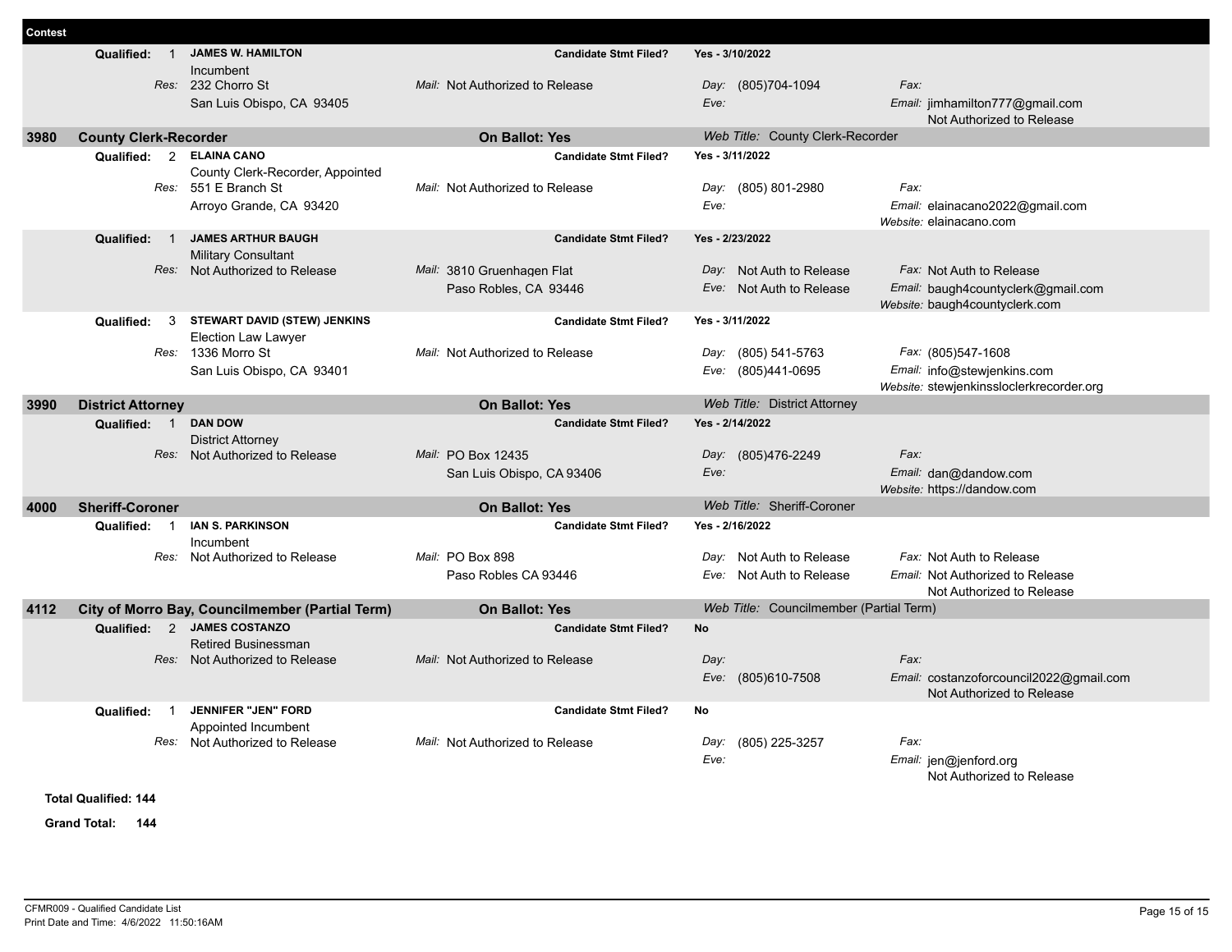| Contest | | | | | |
|---|---|---|---|---|---|
| | **Qualified:** 1 | **JAMES W. HAMILTON**<br>Incumbent | **Candidate Stmt Filed?** | **Yes - 3/10/2022** | |
| | *Res:* | 232 Chorro St<br>San Luis Obispo, CA 93405 | *Mail:* Not Authorized to Release | *Day:* (805)704-1094<br>*Eve:* | *Fax:*<br>*Email:* jimhamilton777@gmail.com<br>Not Authorized to Release |
| **3980** | **County Clerk-Recorder** | | **On Ballot: Yes** | *Web Title:* County Clerk-Recorder | |
| | **Qualified:** 2 | **ELAINA CANO**<br>County Clerk-Recorder, Appointed | **Candidate Stmt Filed?** | **Yes - 3/11/2022** | |
| | *Res:* | 551 E Branch St<br>Arroyo Grande, CA 93420 | *Mail:* Not Authorized to Release | *Day:* (805) 801-2980<br>*Eve:* | *Fax:*<br>*Email:* elainacano2022@gmail.com<br>*Website:* elainacano.com |
| | **Qualified:** 1 | **JAMES ARTHUR BAUGH**<br>Military Consultant | **Candidate Stmt Filed?** | **Yes - 2/23/2022** | |
| | *Res:* | Not Authorized to Release | *Mail:* 3810 Gruenhagen Flat<br>Paso Robles, CA 93446 | *Day:* Not Auth to Release<br>*Eve:* Not Auth to Release | *Fax:* Not Auth to Release<br>*Email:* baugh4countyclerk@gmail.com<br>*Website:* baugh4countyclerk.com |
| | **Qualified:** 3 | **STEWART DAVID (STEW) JENKINS**<br>Election Law Lawyer | **Candidate Stmt Filed?** | **Yes - 3/11/2022** | |
| | *Res:* | 1336 Morro St<br>San Luis Obispo, CA 93401 | *Mail:* Not Authorized to Release | *Day:* (805) 541-5763<br>*Eve:* (805)441-0695 | *Fax:* (805)547-1608<br>*Email:* info@stewjenkins.com<br>*Website:* stewjenkinssloclerkrecorder.org |
| **3990** | **District Attorney** | | **On Ballot: Yes** | *Web Title:* District Attorney | |
| | **Qualified:** 1 | **DAN DOW**<br>District Attorney | **Candidate Stmt Filed?** | **Yes - 2/14/2022** | |
| | *Res:* | Not Authorized to Release | *Mail:* PO Box 12435<br>San Luis Obispo, CA 93406 | *Day:* (805)476-2249<br>*Eve:* | *Fax:*<br>*Email:* dan@dandow.com<br>*Website:* https://dandow.com |
| **4000** | **Sheriff-Coroner** | | **On Ballot: Yes** | *Web Title:* Sheriff-Coroner | |
| | **Qualified:** 1 | **IAN S. PARKINSON**<br>Incumbent | **Candidate Stmt Filed?** | **Yes - 2/16/2022** | |
| | *Res:* | Not Authorized to Release | *Mail:* PO Box 898<br>Paso Robles CA 93446 | *Day:* Not Auth to Release<br>*Eve:* Not Auth to Release | *Fax:* Not Auth to Release<br>*Email:* Not Authorized to Release<br>Not Authorized to Release |
| **4112** | **City of Morro Bay, Councilmember (Partial Term)** | | **On Ballot: Yes** | *Web Title:* Councilmember (Partial Term) | |
| | **Qualified:** 2 | **JAMES COSTANZO**<br>Retired Businessman | **Candidate Stmt Filed?** | **No** | |
| | *Res:* | Not Authorized to Release | *Mail:* Not Authorized to Release | *Day:*<br>*Eve:* (805)610-7508 | *Fax:*<br>*Email:* costanzoforcouncil2022@gmail.com<br>Not Authorized to Release |
| | **Qualified:** 1 | **JENNIFER "JEN" FORD**<br>Appointed Incumbent | **Candidate Stmt Filed?** | **No** | |
| | *Res:* | Not Authorized to Release | *Mail:* Not Authorized to Release | *Day:* (805) 225-3257<br>*Eve:* | *Fax:*<br>*Email:* jen@jenford.org<br>Not Authorized to Release |

**Total Qualified: 144**

**Grand Total: 144**

CFMR009 - Qualified Candidate List
Print Date and Time: 4/6/2022 11:50:16AM